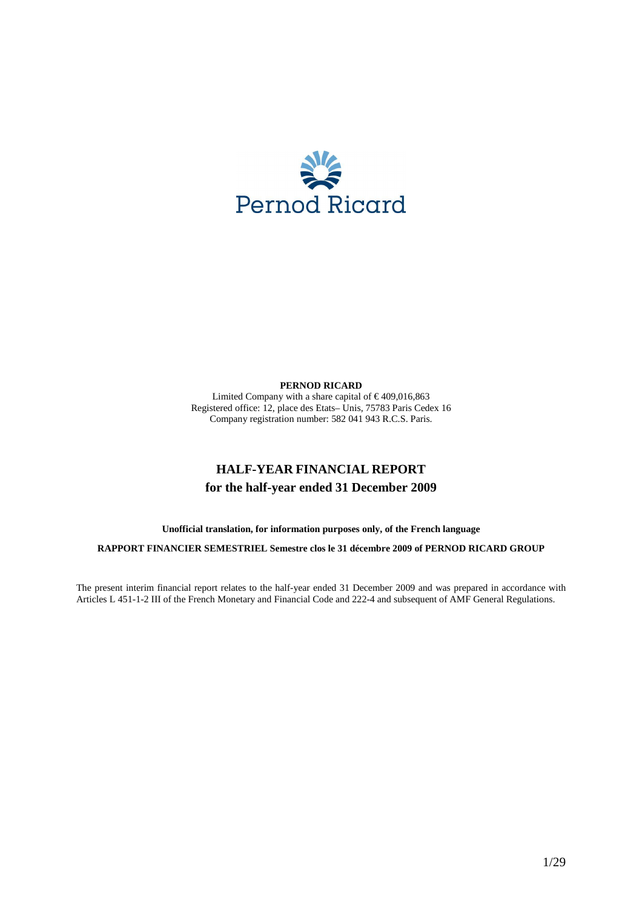**PERNOD RICARD**

Limited Company with a share capital of € 409,016,863
Registered office: 12, place des Etats– Unis, 75783 Paris Cedex 16
Company registration number: 582 041 943 R.C.S. Paris.

# HALF-YEAR FINANCIAL REPORT
## for the half-year ended 31 December 2009

**Unofficial translation, for information purposes only, of the French language**

**RAPPORT FINANCIER SEMESTRIEL Semestre clos le 31 décembre 2009 of PERNOD RICARD GROUP**

The present interim financial report relates to the half-year ended 31 December 2009 and was prepared in accordance with Articles L 451-1-2 III of the French Monetary and Financial Code and 222-4 and subsequent of AMF General Regulations.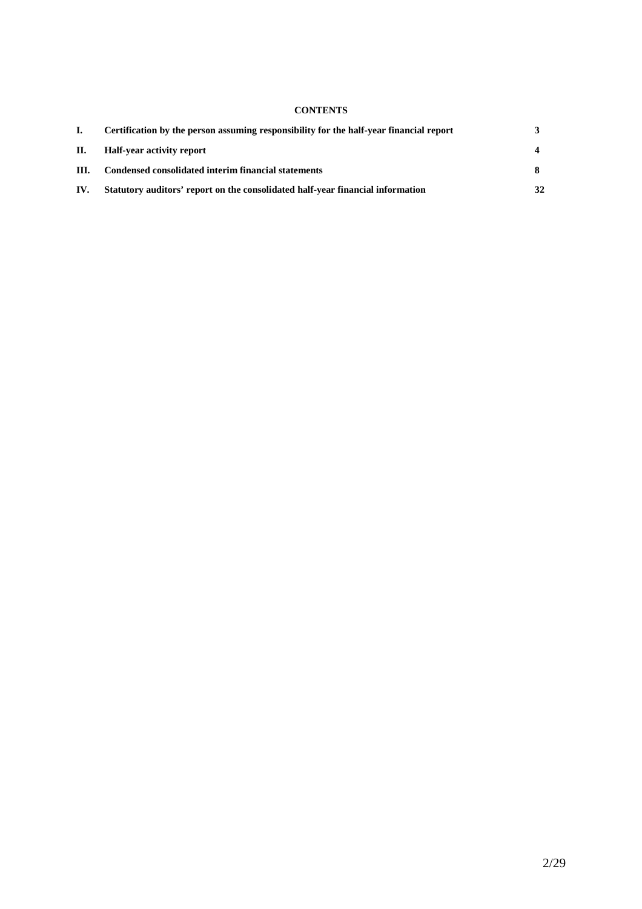**CONTENTS**

| | | |
|---|---|---|
| **I.** | **Certification by the person assuming responsibility for the half-year financial report** | **3** |
| **II.** | **Half-year activity report** | **4** |
| **III.** | **Condensed consolidated interim financial statements** | **8** |
| **IV.** | **Statutory auditors' report on the consolidated half-year financial information** | **32** |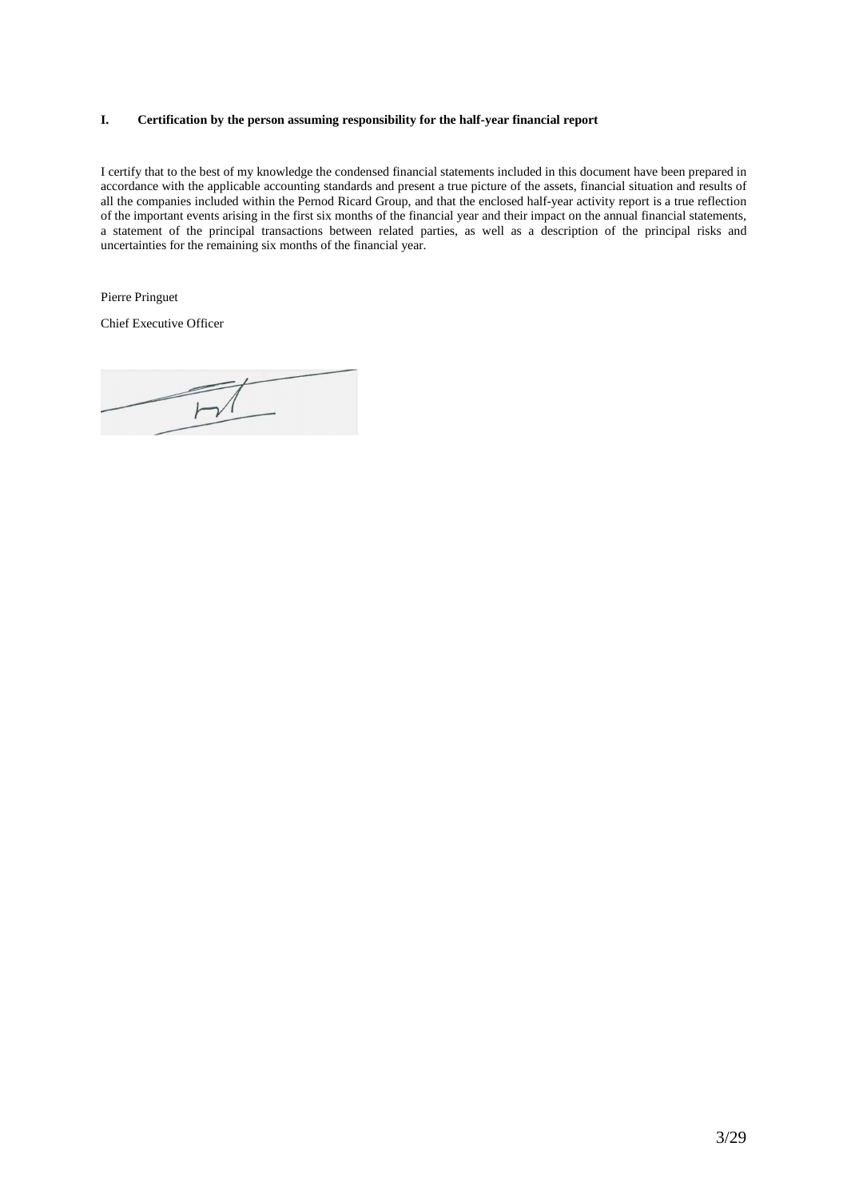## I. Certification by the person assuming responsibility for the half-year financial report

I certify that to the best of my knowledge the condensed financial statements included in this document have been prepared in accordance with the applicable accounting standards and present a true picture of the assets, financial situation and results of all the companies included within the Pernod Ricard Group, and that the enclosed half-year activity report is a true reflection of the important events arising in the first six months of the financial year and their impact on the annual financial statements, a statement of the principal transactions between related parties, as well as a description of the principal risks and uncertainties for the remaining six months of the financial year.

Pierre Pringuet

Chief Executive Officer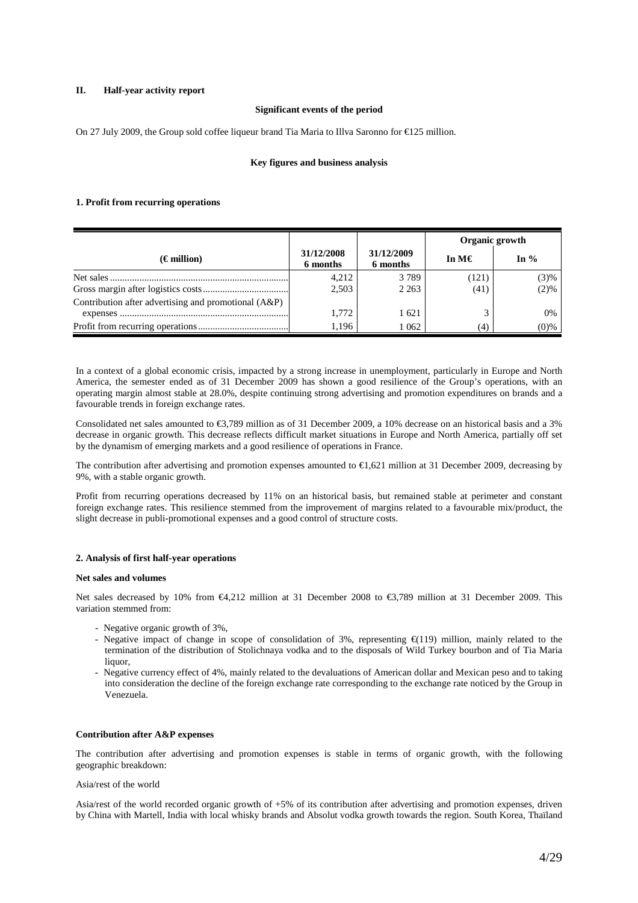## II. Half-year activity report

**Significant events of the period**

On 27 July 2009, the Group sold coffee liqueur brand Tia Maria to Illva Saronno for €125 million.

**Key figures and business analysis**

### 1. Profit from recurring operations

| (€ million) | 31/12/2008 6 months | 31/12/2009 6 months | Organic growth In M€ | Organic growth In % |
|---|---|---|---|---|
| Net sales | 4,212 | 3 789 | (121) | (3)% |
| Gross margin after logistics costs | 2,503 | 2 263 | (41) | (2)% |
| Contribution after advertising and promotional (A&P) expenses | 1,772 | 1 621 | 3 | 0% |
| Profit from recurring operations | 1,196 | 1 062 | (4) | (0)% |

In a context of a global economic crisis, impacted by a strong increase in unemployment, particularly in Europe and North America, the semester ended as of 31 December 2009 has shown a good resilience of the Group's operations, with an operating margin almost stable at 28.0%, despite continuing strong advertising and promotion expenditures on brands and a favourable trends in foreign exchange rates.

Consolidated net sales amounted to €3,789 million as of 31 December 2009, a 10% decrease on an historical basis and a 3% decrease in organic growth. This decrease reflects difficult market situations in Europe and North America, partially off set by the dynamism of emerging markets and a good resilience of operations in France.

The contribution after advertising and promotion expenses amounted to €1,621 million at 31 December 2009, decreasing by 9%, with a stable organic growth.

Profit from recurring operations decreased by 11% on an historical basis, but remained stable at perimeter and constant foreign exchange rates. This resilience stemmed from the improvement of margins related to a favourable mix/product, the slight decrease in publi-promotional expenses and a good control of structure costs.

### 2. Analysis of first half-year operations

**Net sales and volumes**

Net sales decreased by 10% from €4,212 million at 31 December 2008 to €3,789 million at 31 December 2009. This variation stemmed from:

- Negative organic growth of 3%,
- Negative impact of change in scope of consolidation of 3%, representing €(119) million, mainly related to the termination of the distribution of Stolichnaya vodka and to the disposals of Wild Turkey bourbon and of Tia Maria liquor,
- Negative currency effect of 4%, mainly related to the devaluations of American dollar and Mexican peso and to taking into consideration the decline of the foreign exchange rate corresponding to the exchange rate noticed by the Group in Venezuela.

**Contribution after A&P expenses**

The contribution after advertising and promotion expenses is stable in terms of organic growth, with the following geographic breakdown:

Asia/rest of the world

Asia/rest of the world recorded organic growth of +5% of its contribution after advertising and promotion expenses, driven by China with Martell, India with local whisky brands and Absolut vodka growth towards the region. South Korea, Thaïland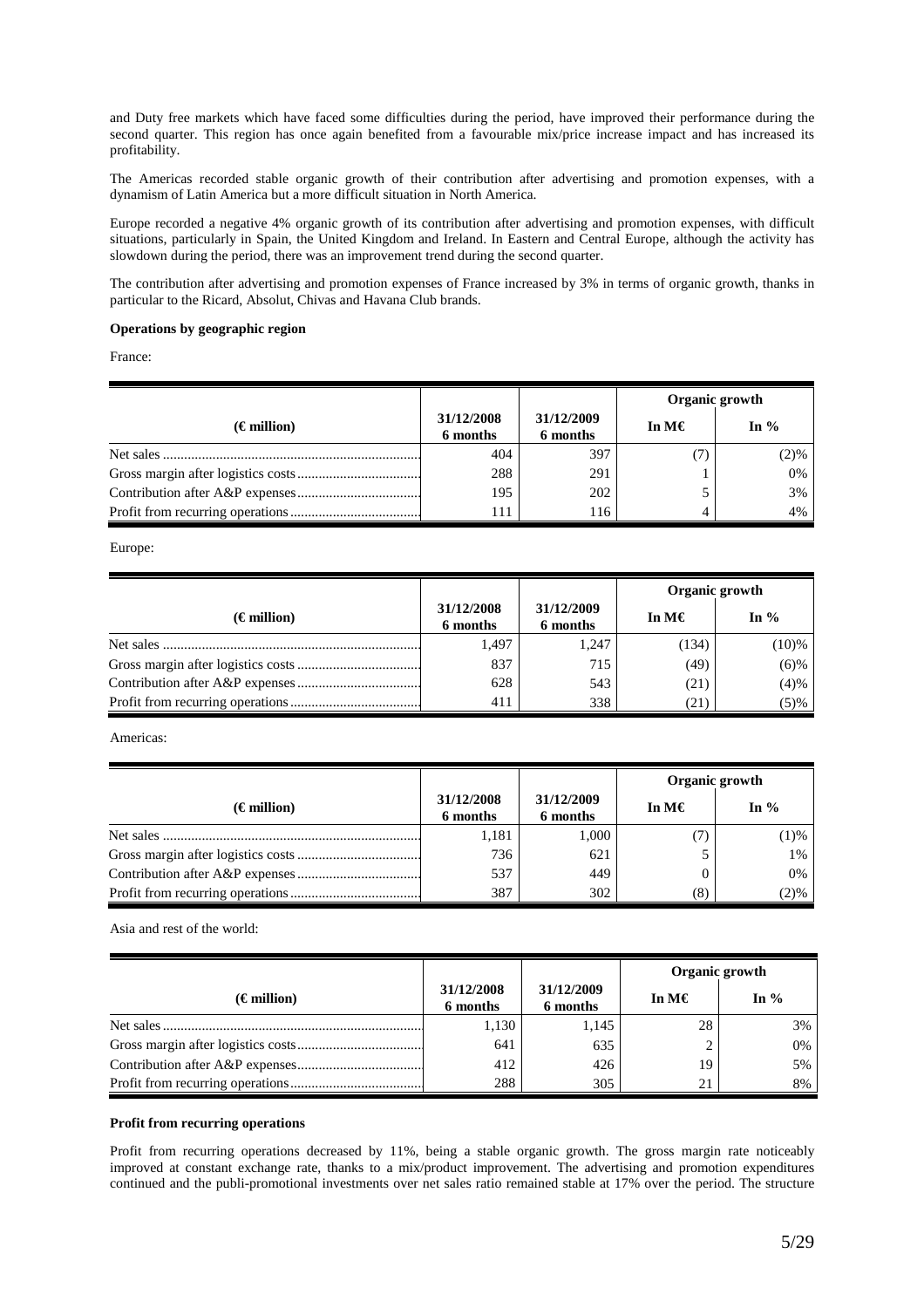and Duty free markets which have faced some difficulties during the period, have improved their performance during the second quarter. This region has once again benefited from a favourable mix/price increase impact and has increased its profitability.

The Americas recorded stable organic growth of their contribution after advertising and promotion expenses, with a dynamism of Latin America but a more difficult situation in North America.

Europe recorded a negative 4% organic growth of its contribution after advertising and promotion expenses, with difficult situations, particularly in Spain, the United Kingdom and Ireland. In Eastern and Central Europe, although the activity has slowdown during the period, there was an improvement trend during the second quarter.

The contribution after advertising and promotion expenses of France increased by 3% in terms of organic growth, thanks in particular to the Ricard, Absolut, Chivas and Havana Club brands.

**Operations by geographic region**

France:

| | | | Organic growth | |
|---|---|---|---|---|
| **(€ million)** | **31/12/2008 6 months** | **31/12/2009 6 months** | **In M€** | **In %** |
| Net sales | 404 | 397 | (7) | (2)% |
| Gross margin after logistics costs | 288 | 291 | 1 | 0% |
| Contribution after A&P expenses | 195 | 202 | 5 | 3% |
| Profit from recurring operations | 111 | 116 | 4 | 4% |

Europe:

| | | | Organic growth | |
|---|---|---|---|---|
| **(€ million)** | **31/12/2008 6 months** | **31/12/2009 6 months** | **In M€** | **In %** |
| Net sales | 1,497 | 1,247 | (134) | (10)% |
| Gross margin after logistics costs | 837 | 715 | (49) | (6)% |
| Contribution after A&P expenses | 628 | 543 | (21) | (4)% |
| Profit from recurring operations | 411 | 338 | (21) | (5)% |

Americas:

| | | | Organic growth | |
|---|---|---|---|---|
| **(€ million)** | **31/12/2008 6 months** | **31/12/2009 6 months** | **In M€** | **In %** |
| Net sales | 1,181 | 1,000 | (7) | (1)% |
| Gross margin after logistics costs | 736 | 621 | 5 | 1% |
| Contribution after A&P expenses | 537 | 449 | 0 | 0% |
| Profit from recurring operations | 387 | 302 | (8) | (2)% |

Asia and rest of the world:

| | | | Organic growth | |
|---|---|---|---|---|
| **(€ million)** | **31/12/2008 6 months** | **31/12/2009 6 months** | **In M€** | **In %** |
| Net sales | 1,130 | 1,145 | 28 | 3% |
| Gross margin after logistics costs | 641 | 635 | 2 | 0% |
| Contribution after A&P expenses | 412 | 426 | 19 | 5% |
| Profit from recurring operations | 288 | 305 | 21 | 8% |

**Profit from recurring operations**

Profit from recurring operations decreased by 11%, being a stable organic growth. The gross margin rate noticeably improved at constant exchange rate, thanks to a mix/product improvement. The advertising and promotion expenditures continued and the publi-promotional investments over net sales ratio remained stable at 17% over the period. The structure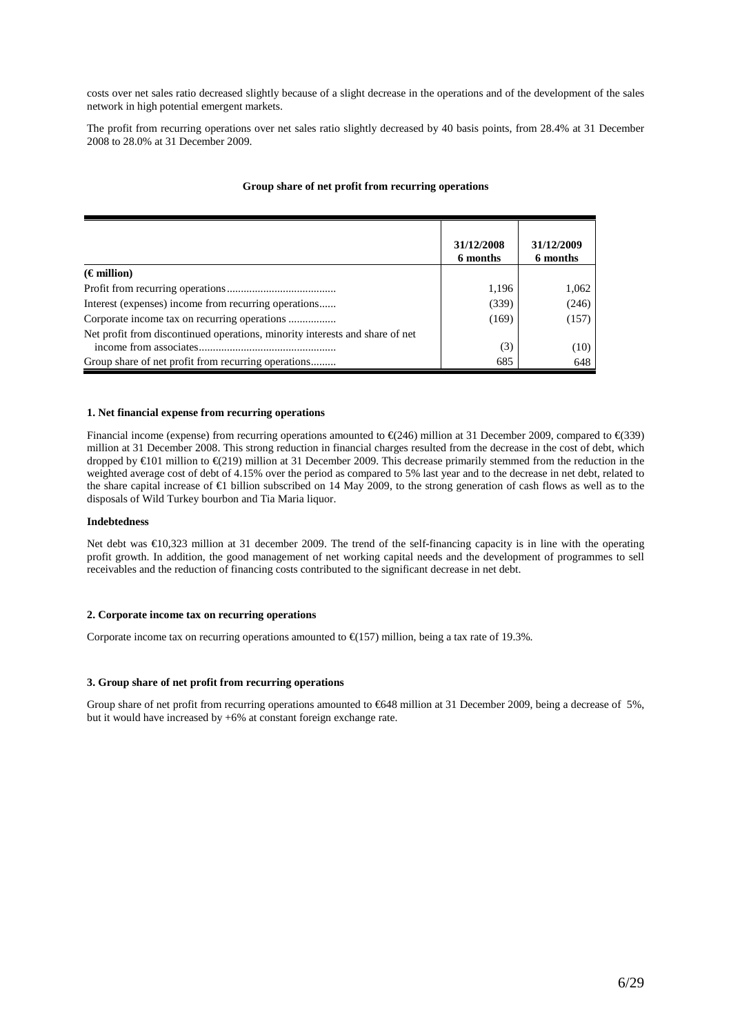costs over net sales ratio decreased slightly because of a slight decrease in the operations and of the development of the sales network in high potential emergent markets.

The profit from recurring operations over net sales ratio slightly decreased by 40 basis points, from 28.4% at 31 December 2008 to 28.0% at 31 December 2009.

**Group share of net profit from recurring operations**

| | 31/12/2008 6 months | 31/12/2009 6 months |
|---|---|---|
| **(€ million)** | | |
| Profit from recurring operations....................................... | 1,196 | 1,062 |
| Interest (expenses) income from recurring operations...... | (339) | (246) |
| Corporate income tax on recurring operations ................. | (169) | (157) |
| Net profit from discontinued operations, minority interests and share of net income from associates................................................ | (3) | (10) |
| Group share of net profit from recurring operations......... | 685 | 648 |

**1. Net financial expense from recurring operations**

Financial income (expense) from recurring operations amounted to €(246) million at 31 December 2009, compared to €(339) million at 31 December 2008. This strong reduction in financial charges resulted from the decrease in the cost of debt, which dropped by €101 million to €(219) million at 31 December 2009. This decrease primarily stemmed from the reduction in the weighted average cost of debt of 4.15% over the period as compared to 5% last year and to the decrease in net debt, related to the share capital increase of €1 billion subscribed on 14 May 2009, to the strong generation of cash flows as well as to the disposals of Wild Turkey bourbon and Tia Maria liquor.

**Indebtedness**

Net debt was €10,323 million at 31 december 2009. The trend of the self-financing capacity is in line with the operating profit growth. In addition, the good management of net working capital needs and the development of programmes to sell receivables and the reduction of financing costs contributed to the significant decrease in net debt.

**2. Corporate income tax on recurring operations**

Corporate income tax on recurring operations amounted to €(157) million, being a tax rate of 19.3%.

**3. Group share of net profit from recurring operations**

Group share of net profit from recurring operations amounted to €648 million at 31 December 2009, being a decrease of 5%, but it would have increased by +6% at constant foreign exchange rate.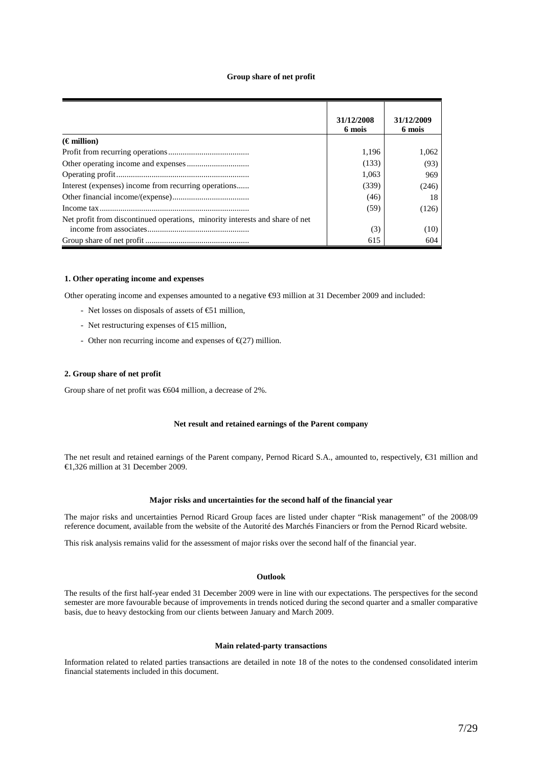### Group share of net profit

| (€ million) | 31/12/2008 6 mois | 31/12/2009 6 mois |
|---|---|---|
| Profit from recurring operations | 1,196 | 1,062 |
| Other operating income and expenses | (133) | (93) |
| Operating profit | 1,063 | 969 |
| Interest (expenses) income from recurring operations | (339) | (246) |
| Other financial income/(expense) | (46) | 18 |
| Income tax | (59) | (126) |
| Net profit from discontinued operations, minority interests and share of net income from associates | (3) | (10) |
| Group share of net profit | 615 | 604 |

#### 1. Other operating income and expenses

Other operating income and expenses amounted to a negative €93 million at 31 December 2009 and included:

- Net losses on disposals of assets of €51 million,
- Net restructuring expenses of €15 million,
- Other non recurring income and expenses of €(27) million.

#### 2. Group share of net profit

Group share of net profit was €604 million, a decrease of 2%.

### Net result and retained earnings of the Parent company

The net result and retained earnings of the Parent company, Pernod Ricard S.A., amounted to, respectively, €31 million and €1,326 million at 31 December 2009.

### Major risks and uncertainties for the second half of the financial year

The major risks and uncertainties Pernod Ricard Group faces are listed under chapter "Risk management" of the 2008/09 reference document, available from the website of the Autorité des Marchés Financiers or from the Pernod Ricard website.

This risk analysis remains valid for the assessment of major risks over the second half of the financial year.

### Outlook

The results of the first half-year ended 31 December 2009 were in line with our expectations. The perspectives for the second semester are more favourable because of improvements in trends noticed during the second quarter and a smaller comparative basis, due to heavy destocking from our clients between January and March 2009.

### Main related-party transactions

Information related to related parties transactions are detailed in note 18 of the notes to the condensed consolidated interim financial statements included in this document.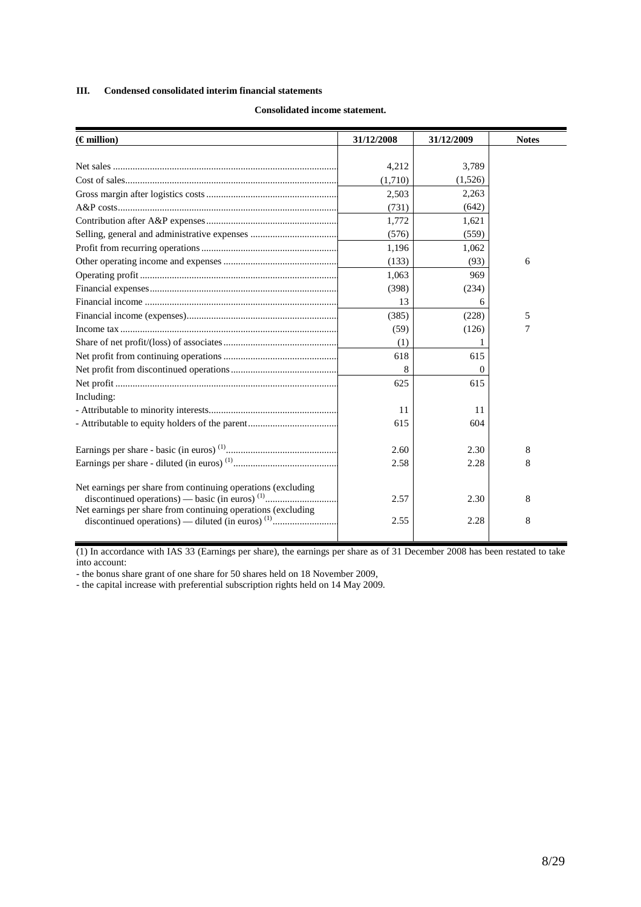### III. Condensed consolidated interim financial statements

**Consolidated income statement.**

| (€ million) | 31/12/2008 | 31/12/2009 | Notes |
|---|---|---|---|
| Net sales | 4,212 | 3,789 | |
| Cost of sales | (1,710) | (1,526) | |
| Gross margin after logistics costs | 2,503 | 2,263 | |
| A&P costs | (731) | (642) | |
| Contribution after A&P expenses | 1,772 | 1,621 | |
| Selling, general and administrative expenses | (576) | (559) | |
| Profit from recurring operations | 1,196 | 1,062 | |
| Other operating income and expenses | (133) | (93) | 6 |
| Operating profit | 1,063 | 969 | |
| Financial expenses | (398) | (234) | |
| Financial income | 13 | 6 | |
| Financial income (expenses) | (385) | (228) | 5 |
| Income tax | (59) | (126) | 7 |
| Share of net profit/(loss) of associates | (1) | 1 | |
| Net profit from continuing operations | 618 | 615 | |
| Net profit from discontinued operations | 8 | 0 | |
| Net profit | 625 | 615 | |
| Including: | | | |
| - Attributable to minority interests | 11 | 11 | |
| - Attributable to equity holders of the parent | 615 | 604 | |
| Earnings per share - basic (in euros) [(1)] | 2.60 | 2.30 | 8 |
| Earnings per share - diluted (in euros) [(1)] | 2.58 | 2.28 | 8 |
| Net earnings per share from continuing operations (excluding discontinued operations) — basic (in euros) [(1)] | 2.57 | 2.30 | 8 |
| Net earnings per share from continuing operations (excluding discontinued operations) — diluted (in euros) [(1)] | 2.55 | 2.28 | 8 |

(1) In accordance with IAS 33 (Earnings per share), the earnings per share as of 31 December 2008 has been restated to take into account:

- the bonus share grant of one share for 50 shares held on 18 November 2009,
- the capital increase with preferential subscription rights held on 14 May 2009.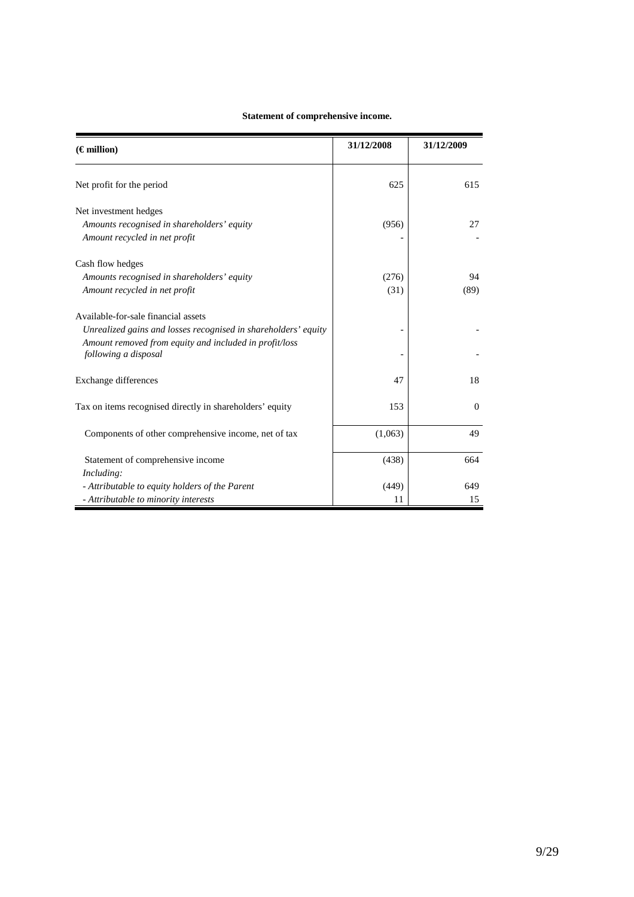**Statement of comprehensive income.**

| (€ million) | 31/12/2008 | 31/12/2009 |
|---|---|---|
| Net profit for the period | 625 | 615 |
| Net investment hedges | | |
| *Amounts recognised in shareholders' equity* | (956) | 27 |
| *Amount recycled in net profit* | - | - |
| Cash flow hedges | | |
| *Amounts recognised in shareholders' equity* | (276) | 94 |
| *Amount recycled in net profit* | (31) | (89) |
| Available-for-sale financial assets | | |
| *Unrealized gains and losses recognised in shareholders' equity* | - | - |
| *Amount removed from equity and included in profit/loss following a disposal* | - | - |
| Exchange differences | 47 | 18 |
| Tax on items recognised directly in shareholders' equity | 153 | 0 |
| Components of other comprehensive income, net of tax | (1,063) | 49 |
| Statement of comprehensive income | (438) | 664 |
| *Including:* | | |
| *- Attributable to equity holders of the Parent* | (449) | 649 |
| *- Attributable to minority interests* | 11 | 15 |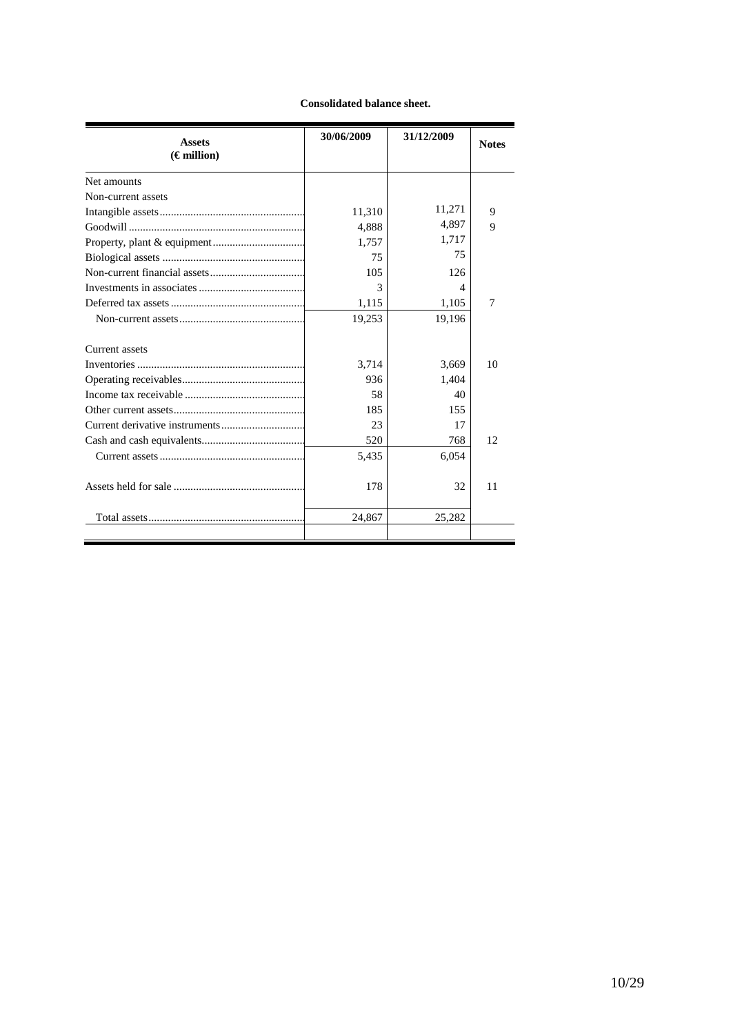**Consolidated balance sheet.**

| Assets (€ million) | 30/06/2009 | 31/12/2009 | Notes |
|---|---|---|---|
| Net amounts | | | |
| Non-current assets | | | |
| Intangible assets | 11,310 | 11,271 | 9 |
| Goodwill | 4,888 | 4,897 | 9 |
| Property, plant & equipment | 1,757 | 1,717 | |
| Biological assets | 75 | 75 | |
| Non-current financial assets | 105 | 126 | |
| Investments in associates | 3 | 4 | |
| Deferred tax assets | 1,115 | 1,105 | 7 |
| Non-current assets | 19,253 | 19,196 | |
| Current assets | | | |
| Inventories | 3,714 | 3,669 | 10 |
| Operating receivables | 936 | 1,404 | |
| Income tax receivable | 58 | 40 | |
| Other current assets | 185 | 155 | |
| Current derivative instruments | 23 | 17 | |
| Cash and cash equivalents | 520 | 768 | 12 |
| Current assets | 5,435 | 6,054 | |
| Assets held for sale | 178 | 32 | 11 |
| Total assets | 24,867 | 25,282 | |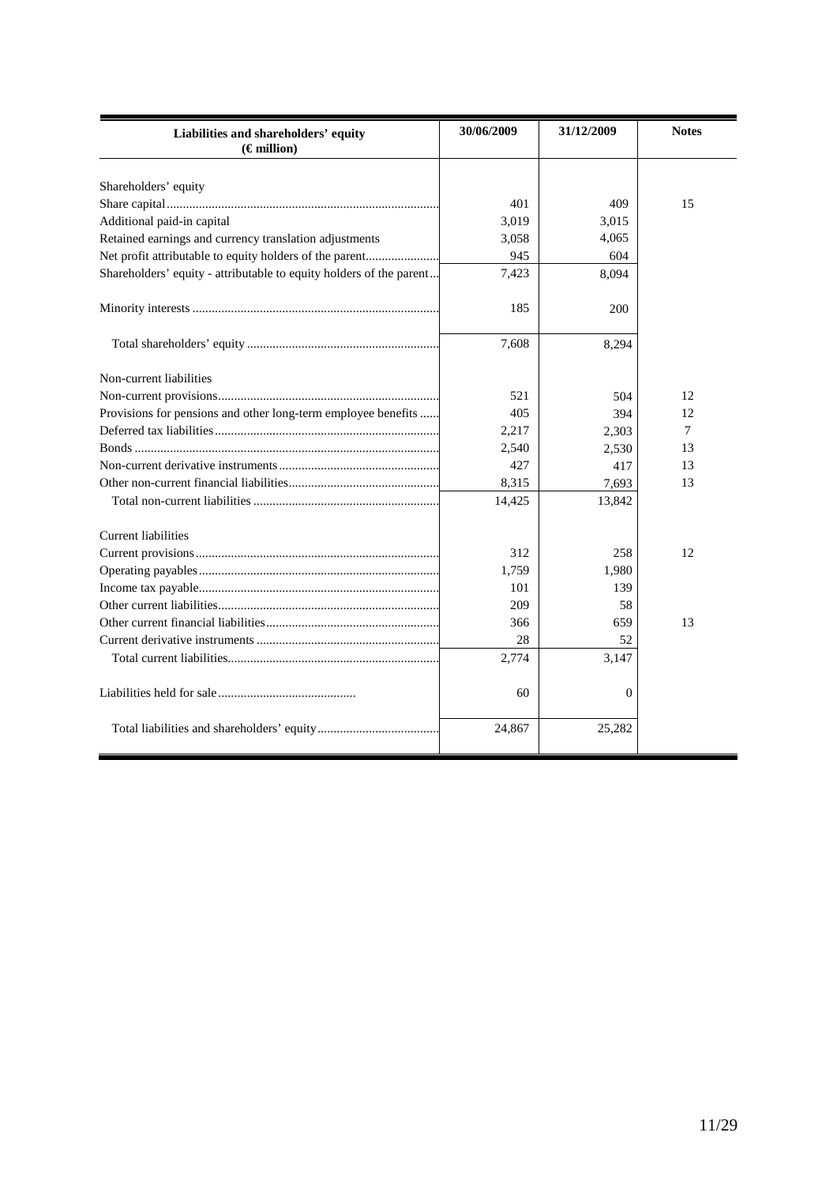| Liabilities and shareholders' equity (€ million) | 30/06/2009 | 31/12/2009 | Notes |
|---|---|---|---|
| Shareholders' equity | | | |
| Share capital | 401 | 409 | 15 |
| Additional paid-in capital | 3,019 | 3,015 | |
| Retained earnings and currency translation adjustments | 3,058 | 4,065 | |
| Net profit attributable to equity holders of the parent | 945 | 604 | |
| Shareholders' equity - attributable to equity holders of the parent | 7,423 | 8,094 | |
| Minority interests | 185 | 200 | |
| Total shareholders' equity | 7,608 | 8,294 | |
| Non-current liabilities | | | |
| Non-current provisions | 521 | 504 | 12 |
| Provisions for pensions and other long-term employee benefits | 405 | 394 | 12 |
| Deferred tax liabilities | 2,217 | 2,303 | 7 |
| Bonds | 2,540 | 2,530 | 13 |
| Non-current derivative instruments | 427 | 417 | 13 |
| Other non-current financial liabilities | 8,315 | 7,693 | 13 |
| Total non-current liabilities | 14,425 | 13,842 | |
| Current liabilities | | | |
| Current provisions | 312 | 258 | 12 |
| Operating payables | 1,759 | 1,980 | |
| Income tax payable | 101 | 139 | |
| Other current liabilities | 209 | 58 | |
| Other current financial liabilities | 366 | 659 | 13 |
| Current derivative instruments | 28 | 52 | |
| Total current liabilities | 2,774 | 3,147 | |
| Liabilities held for sale | 60 | 0 | |
| Total liabilities and shareholders' equity | 24,867 | 25,282 | |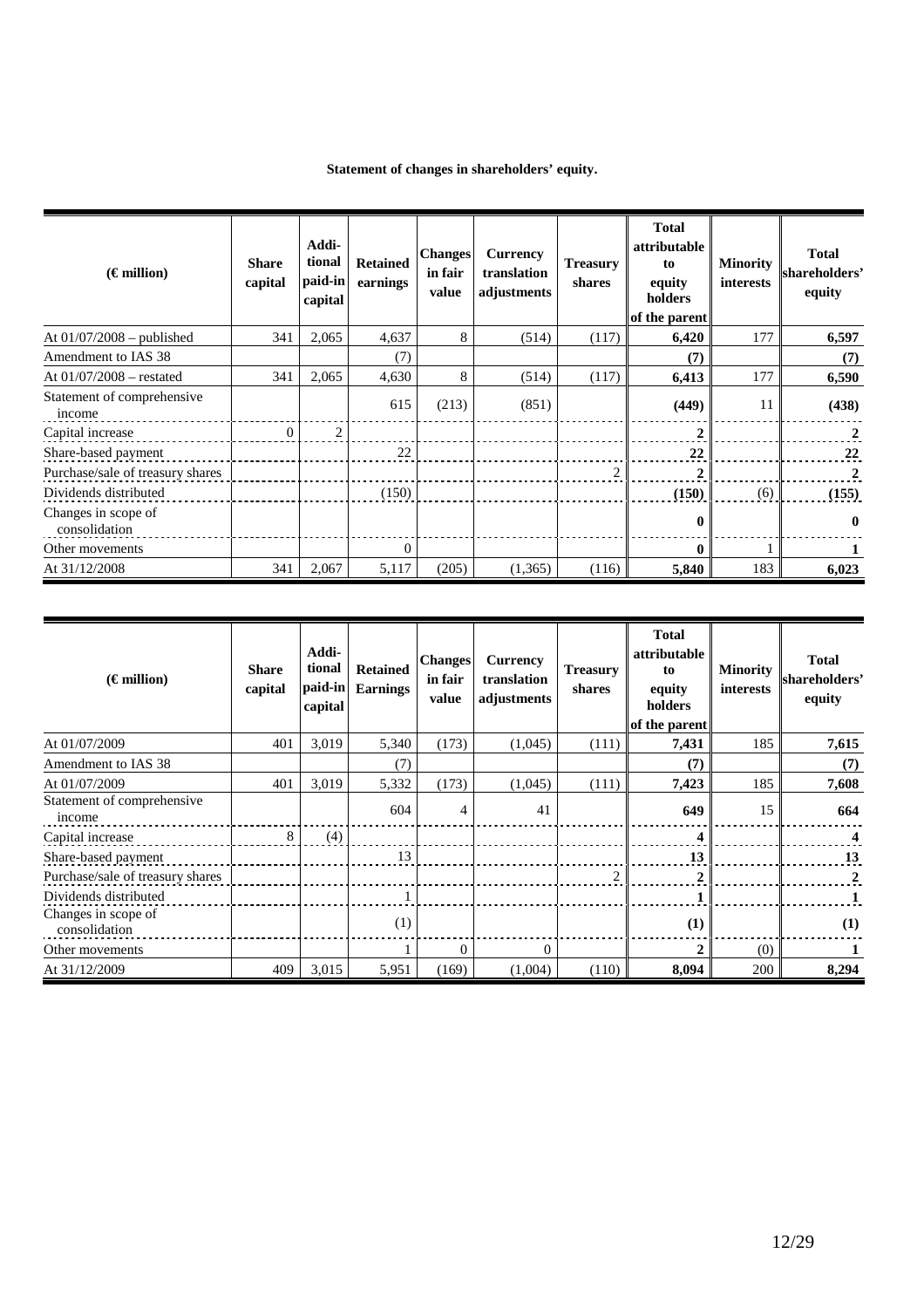**Statement of changes in shareholders' equity.**

| (€ million) | Share capital | Addi-tional paid-in capital | Retained earnings | Changes in fair value | Currency translation adjustments | Treasury shares | Total attributable to equity holders of the parent | Minority interests | Total shareholders' equity |
|---|---|---|---|---|---|---|---|---|---|
| At 01/07/2008 – published | 341 | 2,065 | 4,637 | 8 | (514) | (117) | **6,420** | 177 | **6,597** |
| Amendment to IAS 38 | | | (7) | | | | **(7)** | | **(7)** |
| At 01/07/2008 – restated | 341 | 2,065 | 4,630 | 8 | (514) | (117) | **6,413** | 177 | **6,590** |
| Statement of comprehensive income | | | 615 | (213) | (851) | | **(449)** | 11 | **(438)** |
| Capital increase | 0 | 2 | | | | | **2** | | **2** |
| Share-based payment | | | 22 | | | | **22** | | **22** |
| Purchase/sale of treasury shares | | | | | | 2 | **2** | | **2** |
| Dividends distributed | | | (150) | | | | **(150)** | (6) | **(155)** |
| Changes in scope of consolidation | | | | | | | **0** | | **0** |
| Other movements | | | 0 | | | | **0** | 1 | **1** |
| At 31/12/2008 | 341 | 2,067 | 5,117 | (205) | (1,365) | (116) | **5,840** | 183 | **6,023** |

| (€ million) | Share capital | Addi-tional paid-in capital | Retained Earnings | Changes in fair value | Currency translation adjustments | Treasury shares | Total attributable to equity holders of the parent | Minority interests | Total shareholders' equity |
|---|---|---|---|---|---|---|---|---|---|
| At 01/07/2009 | 401 | 3,019 | 5,340 | (173) | (1,045) | (111) | **7,431** | 185 | **7,615** |
| Amendment to IAS 38 | | | (7) | | | | **(7)** | | **(7)** |
| At 01/07/2009 | 401 | 3,019 | 5,332 | (173) | (1,045) | (111) | **7,423** | 185 | **7,608** |
| Statement of comprehensive income | | | 604 | 4 | 41 | | **649** | 15 | **664** |
| Capital increase | 8 | (4) | | | | | **4** | | **4** |
| Share-based payment | | | 13 | | | | **13** | | **13** |
| Purchase/sale of treasury shares | | | | | | 2 | **2** | | **2** |
| Dividends distributed | | | 1 | | | | **1** | | **1** |
| Changes in scope of consolidation | | | (1) | | | | **(1)** | | **(1)** |
| Other movements | | | 1 | 0 | 0 | | **2** | (0) | **1** |
| At 31/12/2009 | 409 | 3,015 | 5,951 | (169) | (1,004) | (110) | **8,094** | 200 | **8,294** |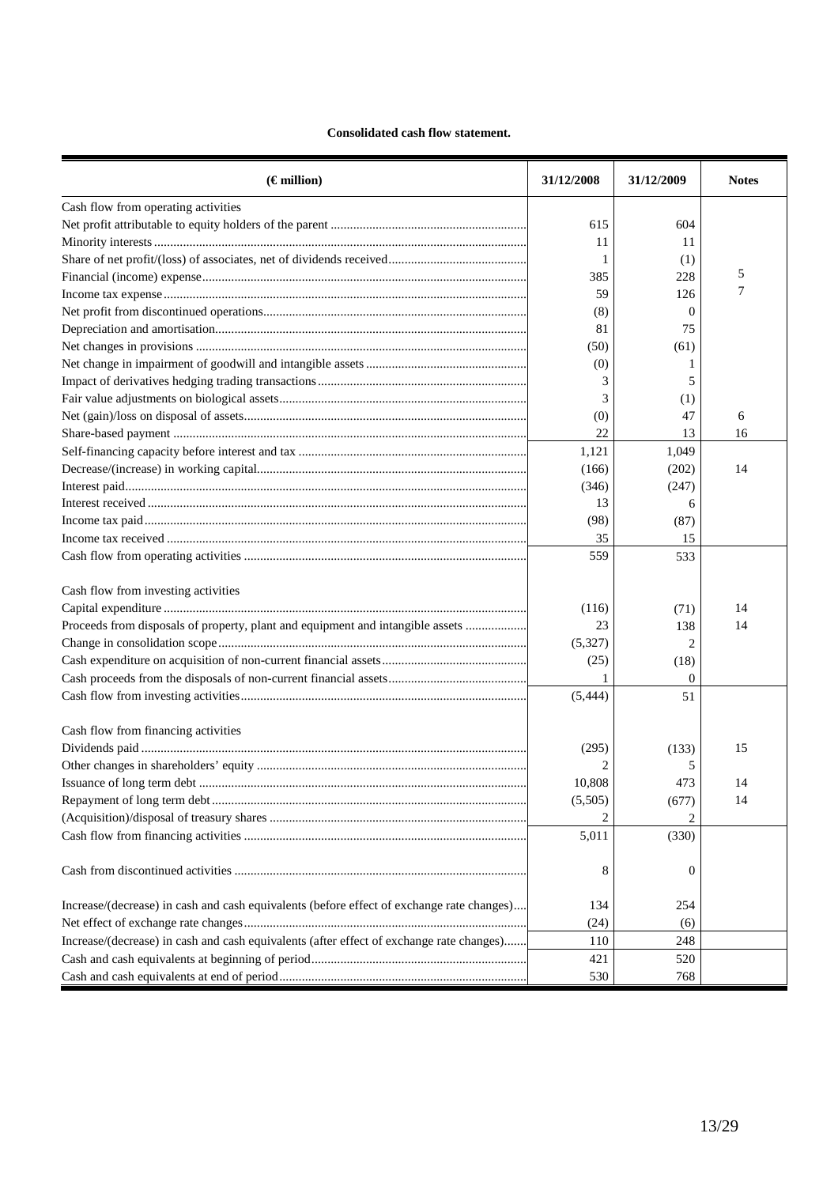**Consolidated cash flow statement.**

| (€ million) | 31/12/2008 | 31/12/2009 | Notes |
|---|---|---|---|
| Cash flow from operating activities | | | |
| Net profit attributable to equity holders of the parent | 615 | 604 | |
| Minority interests | 11 | 11 | |
| Share of net profit/(loss) of associates, net of dividends received | 1 | (1) | |
| Financial (income) expense | 385 | 228 | 5 |
| Income tax expense | 59 | 126 | 7 |
| Net profit from discontinued operations | (8) | 0 | |
| Depreciation and amortisation | 81 | 75 | |
| Net changes in provisions | (50) | (61) | |
| Net change in impairment of goodwill and intangible assets | (0) | 1 | |
| Impact of derivatives hedging trading transactions | 3 | 5 | |
| Fair value adjustments on biological assets | 3 | (1) | |
| Net (gain)/loss on disposal of assets | (0) | 47 | 6 |
| Share-based payment | 22 | 13 | 16 |
| Self-financing capacity before interest and tax | 1,121 | 1,049 | |
| Decrease/(increase) in working capital | (166) | (202) | 14 |
| Interest paid | (346) | (247) | |
| Interest received | 13 | 6 | |
| Income tax paid | (98) | (87) | |
| Income tax received | 35 | 15 | |
| Cash flow from operating activities | 559 | 533 | |
| Cash flow from investing activities | | | |
| Capital expenditure | (116) | (71) | 14 |
| Proceeds from disposals of property, plant and equipment and intangible assets | 23 | 138 | 14 |
| Change in consolidation scope | (5,327) | 2 | |
| Cash expenditure on acquisition of non-current financial assets | (25) | (18) | |
| Cash proceeds from the disposals of non-current financial assets | 1 | 0 | |
| Cash flow from investing activities | (5,444) | 51 | |
| Cash flow from financing activities | | | |
| Dividends paid | (295) | (133) | 15 |
| Other changes in shareholders' equity | 2 | 5 | |
| Issuance of long term debt | 10,808 | 473 | 14 |
| Repayment of long term debt | (5,505) | (677) | 14 |
| (Acquisition)/disposal of treasury shares | 2 | 2 | |
| Cash flow from financing activities | 5,011 | (330) | |
| Cash from discontinued activities | 8 | 0 | |
| Increase/(decrease) in cash and cash equivalents (before effect of exchange rate changes) | 134 | 254 | |
| Net effect of exchange rate changes | (24) | (6) | |
| Increase/(decrease) in cash and cash equivalents (after effect of exchange rate changes) | 110 | 248 | |
| Cash and cash equivalents at beginning of period | 421 | 520 | |
| Cash and cash equivalents at end of period | 530 | 768 | |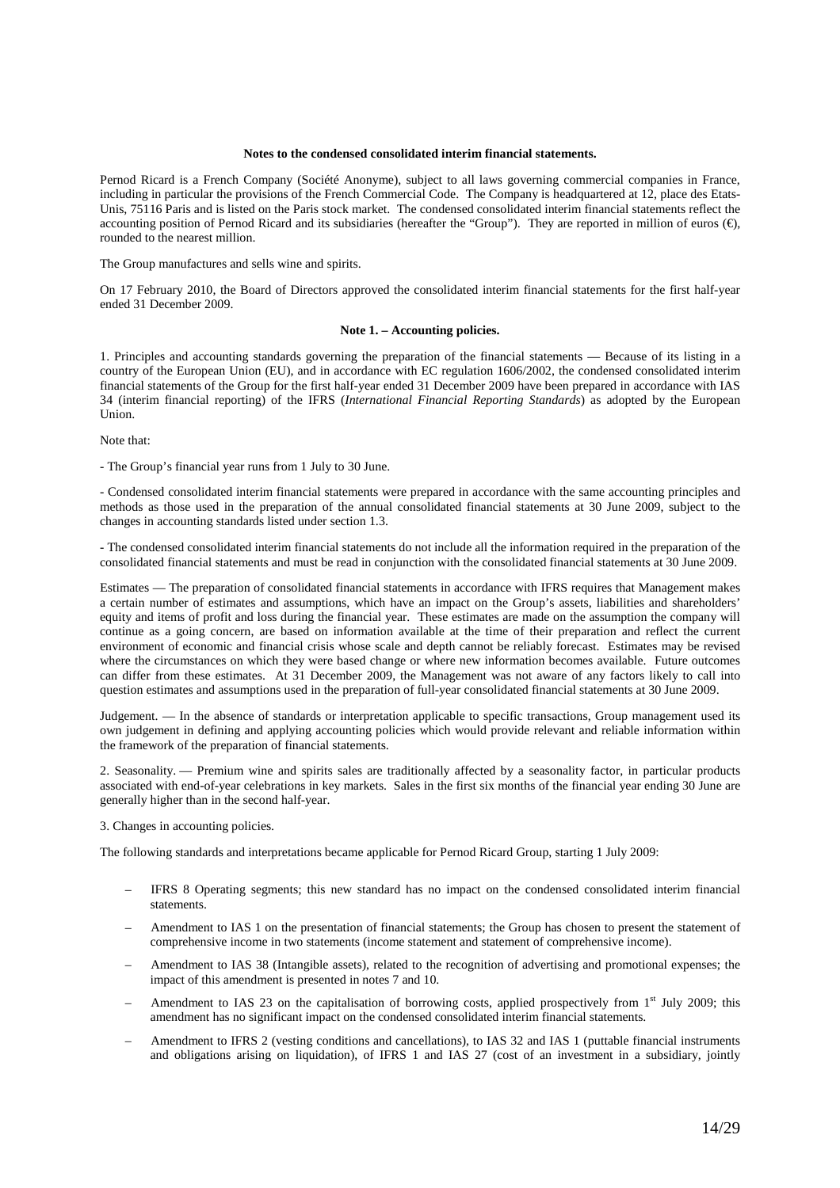**Notes to the condensed consolidated interim financial statements.**

Pernod Ricard is a French Company (Société Anonyme), subject to all laws governing commercial companies in France, including in particular the provisions of the French Commercial Code. The Company is headquartered at 12, place des Etats-Unis, 75116 Paris and is listed on the Paris stock market. The condensed consolidated interim financial statements reflect the accounting position of Pernod Ricard and its subsidiaries (hereafter the "Group"). They are reported in million of euros (€), rounded to the nearest million.

The Group manufactures and sells wine and spirits.

On 17 February 2010, the Board of Directors approved the consolidated interim financial statements for the first half-year ended 31 December 2009.

**Note 1. – Accounting policies.**

1. Principles and accounting standards governing the preparation of the financial statements — Because of its listing in a country of the European Union (EU), and in accordance with EC regulation 1606/2002, the condensed consolidated interim financial statements of the Group for the first half-year ended 31 December 2009 have been prepared in accordance with IAS 34 (interim financial reporting) of the IFRS (*International Financial Reporting Standards*) as adopted by the European Union.

Note that:

- The Group's financial year runs from 1 July to 30 June.

- Condensed consolidated interim financial statements were prepared in accordance with the same accounting principles and methods as those used in the preparation of the annual consolidated financial statements at 30 June 2009, subject to the changes in accounting standards listed under section 1.3.

- The condensed consolidated interim financial statements do not include all the information required in the preparation of the consolidated financial statements and must be read in conjunction with the consolidated financial statements at 30 June 2009.

Estimates — The preparation of consolidated financial statements in accordance with IFRS requires that Management makes a certain number of estimates and assumptions, which have an impact on the Group's assets, liabilities and shareholders' equity and items of profit and loss during the financial year. These estimates are made on the assumption the company will continue as a going concern, are based on information available at the time of their preparation and reflect the current environment of economic and financial crisis whose scale and depth cannot be reliably forecast. Estimates may be revised where the circumstances on which they were based change or where new information becomes available. Future outcomes can differ from these estimates. At 31 December 2009, the Management was not aware of any factors likely to call into question estimates and assumptions used in the preparation of full-year consolidated financial statements at 30 June 2009.

Judgement. — In the absence of standards or interpretation applicable to specific transactions, Group management used its own judgement in defining and applying accounting policies which would provide relevant and reliable information within the framework of the preparation of financial statements.

2. Seasonality. — Premium wine and spirits sales are traditionally affected by a seasonality factor, in particular products associated with end-of-year celebrations in key markets. Sales in the first six months of the financial year ending 30 June are generally higher than in the second half-year.

3. Changes in accounting policies.

The following standards and interpretations became applicable for Pernod Ricard Group, starting 1 July 2009:

- IFRS 8 Operating segments; this new standard has no impact on the condensed consolidated interim financial statements.
- Amendment to IAS 1 on the presentation of financial statements; the Group has chosen to present the statement of comprehensive income in two statements (income statement and statement of comprehensive income).
- Amendment to IAS 38 (Intangible assets), related to the recognition of advertising and promotional expenses; the impact of this amendment is presented in notes 7 and 10.
- Amendment to IAS 23 on the capitalisation of borrowing costs, applied prospectively from 1st July 2009; this amendment has no significant impact on the condensed consolidated interim financial statements.
- Amendment to IFRS 2 (vesting conditions and cancellations), to IAS 32 and IAS 1 (puttable financial instruments and obligations arising on liquidation), of IFRS 1 and IAS 27 (cost of an investment in a subsidiary, jointly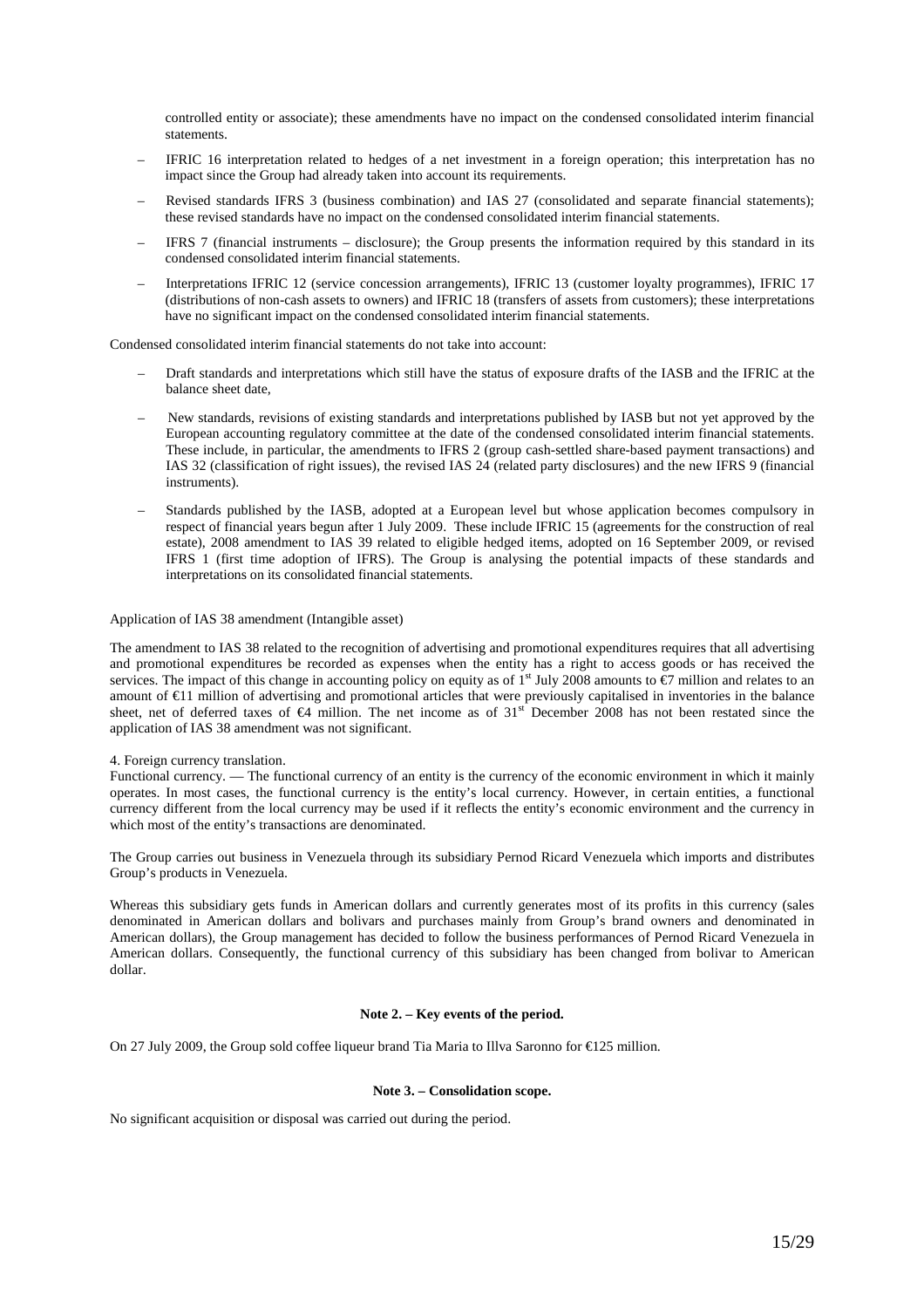controlled entity or associate); these amendments have no impact on the condensed consolidated interim financial statements.

- IFRIC 16 interpretation related to hedges of a net investment in a foreign operation; this interpretation has no impact since the Group had already taken into account its requirements.
- Revised standards IFRS 3 (business combination) and IAS 27 (consolidated and separate financial statements); these revised standards have no impact on the condensed consolidated interim financial statements.
- IFRS 7 (financial instruments – disclosure); the Group presents the information required by this standard in its condensed consolidated interim financial statements.
- Interpretations IFRIC 12 (service concession arrangements), IFRIC 13 (customer loyalty programmes), IFRIC 17 (distributions of non-cash assets to owners) and IFRIC 18 (transfers of assets from customers); these interpretations have no significant impact on the condensed consolidated interim financial statements.

Condensed consolidated interim financial statements do not take into account:

- Draft standards and interpretations which still have the status of exposure drafts of the IASB and the IFRIC at the balance sheet date,
- New standards, revisions of existing standards and interpretations published by IASB but not yet approved by the European accounting regulatory committee at the date of the condensed consolidated interim financial statements. These include, in particular, the amendments to IFRS 2 (group cash-settled share-based payment transactions) and IAS 32 (classification of right issues), the revised IAS 24 (related party disclosures) and the new IFRS 9 (financial instruments).
- Standards published by the IASB, adopted at a European level but whose application becomes compulsory in respect of financial years begun after 1 July 2009. These include IFRIC 15 (agreements for the construction of real estate), 2008 amendment to IAS 39 related to eligible hedged items, adopted on 16 September 2009, or revised IFRS 1 (first time adoption of IFRS). The Group is analysing the potential impacts of these standards and interpretations on its consolidated financial statements.

Application of IAS 38 amendment (Intangible asset)

The amendment to IAS 38 related to the recognition of advertising and promotional expenditures requires that all advertising and promotional expenditures be recorded as expenses when the entity has a right to access goods or has received the services. The impact of this change in accounting policy on equity as of 1st July 2008 amounts to €7 million and relates to an amount of €11 million of advertising and promotional articles that were previously capitalised in inventories in the balance sheet, net of deferred taxes of €4 million. The net income as of 31st December 2008 has not been restated since the application of IAS 38 amendment was not significant.

4. Foreign currency translation.

Functional currency. — The functional currency of an entity is the currency of the economic environment in which it mainly operates. In most cases, the functional currency is the entity's local currency. However, in certain entities, a functional currency different from the local currency may be used if it reflects the entity's economic environment and the currency in which most of the entity's transactions are denominated.

The Group carries out business in Venezuela through its subsidiary Pernod Ricard Venezuela which imports and distributes Group's products in Venezuela.

Whereas this subsidiary gets funds in American dollars and currently generates most of its profits in this currency (sales denominated in American dollars and bolivars and purchases mainly from Group's brand owners and denominated in American dollars), the Group management has decided to follow the business performances of Pernod Ricard Venezuela in American dollars. Consequently, the functional currency of this subsidiary has been changed from bolivar to American dollar.

**Note 2. – Key events of the period.**

On 27 July 2009, the Group sold coffee liqueur brand Tia Maria to Illva Saronno for €125 million.

**Note 3. – Consolidation scope.**

No significant acquisition or disposal was carried out during the period.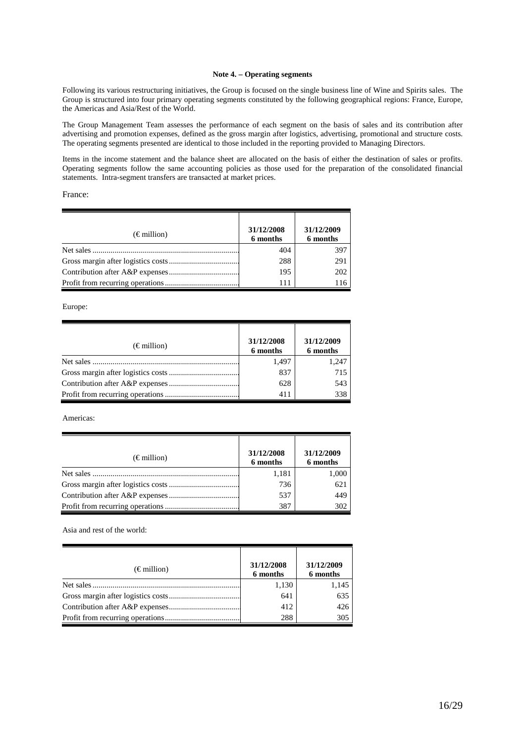#### Note 4. – Operating segments

Following its various restructuring initiatives, the Group is focused on the single business line of Wine and Spirits sales. The Group is structured into four primary operating segments constituted by the following geographical regions: France, Europe, the Americas and Asia/Rest of the World.

The Group Management Team assesses the performance of each segment on the basis of sales and its contribution after advertising and promotion expenses, defined as the gross margin after logistics, advertising, promotional and structure costs. The operating segments presented are identical to those included in the reporting provided to Managing Directors.

Items in the income statement and the balance sheet are allocated on the basis of either the destination of sales or profits. Operating segments follow the same accounting policies as those used for the preparation of the consolidated financial statements. Intra-segment transfers are transacted at market prices.

France:

| (€ million) | 31/12/2008 6 months | 31/12/2009 6 months |
|---|---|---|
| Net sales | 404 | 397 |
| Gross margin after logistics costs | 288 | 291 |
| Contribution after A&P expenses | 195 | 202 |
| Profit from recurring operations | 111 | 116 |

Europe:

| (€ million) | 31/12/2008 6 months | 31/12/2009 6 months |
|---|---|---|
| Net sales | 1,497 | 1,247 |
| Gross margin after logistics costs | 837 | 715 |
| Contribution after A&P expenses | 628 | 543 |
| Profit from recurring operations | 411 | 338 |

Americas:

| (€ million) | 31/12/2008 6 months | 31/12/2009 6 months |
|---|---|---|
| Net sales | 1,181 | 1,000 |
| Gross margin after logistics costs | 736 | 621 |
| Contribution after A&P expenses | 537 | 449 |
| Profit from recurring operations | 387 | 302 |

Asia and rest of the world:

| (€ million) | 31/12/2008 6 months | 31/12/2009 6 months |
|---|---|---|
| Net sales | 1,130 | 1,145 |
| Gross margin after logistics costs | 641 | 635 |
| Contribution after A&P expenses | 412 | 426 |
| Profit from recurring operations | 288 | 305 |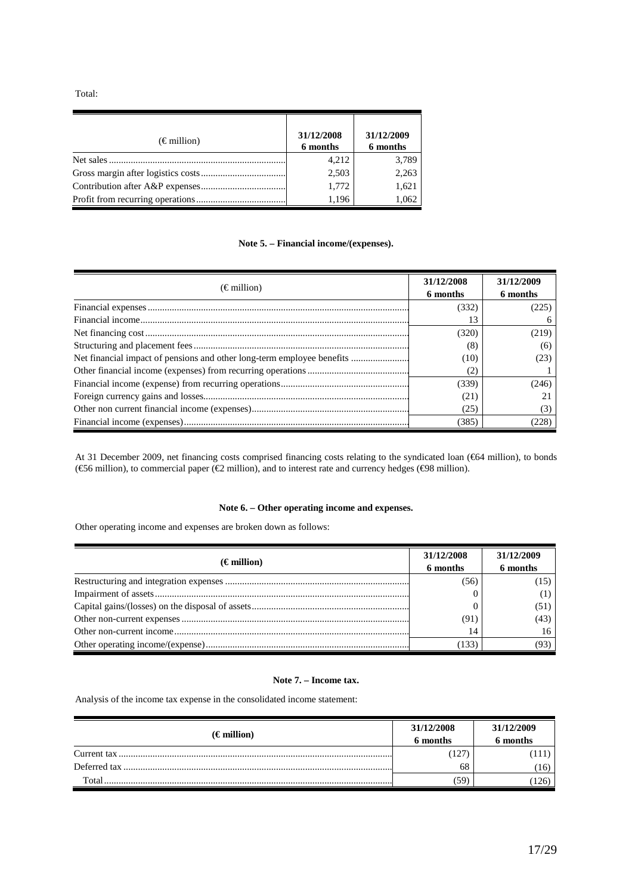Total:

| (€ million) | 31/12/2008 6 months | 31/12/2009 6 months |
|---|---|---|
| Net sales | 4,212 | 3,789 |
| Gross margin after logistics costs | 2,503 | 2,263 |
| Contribution after A&P expenses | 1,772 | 1,621 |
| Profit from recurring operations | 1,196 | 1,062 |

**Note 5. – Financial income/(expenses).**

| (€ million) | 31/12/2008 6 months | 31/12/2009 6 months |
|---|---|---|
| Financial expenses | (332) | (225) |
| Financial income | 13 | 6 |
| Net financing cost | (320) | (219) |
| Structuring and placement fees | (8) | (6) |
| Net financial impact of pensions and other long-term employee benefits | (10) | (23) |
| Other financial income (expenses) from recurring operations | (2) | 1 |
| Financial income (expense) from recurring operations | (339) | (246) |
| Foreign currency gains and losses | (21) | 21 |
| Other non current financial income (expenses) | (25) | (3) |
| Financial income (expenses) | (385) | (228) |

At 31 December 2009, net financing costs comprised financing costs relating to the syndicated loan (€64 million), to bonds (€56 million), to commercial paper (€2 million), and to interest rate and currency hedges (€98 million).

**Note 6. – Other operating income and expenses.**

Other operating income and expenses are broken down as follows:

| (€ million) | 31/12/2008 6 months | 31/12/2009 6 months |
|---|---|---|
| Restructuring and integration expenses | (56) | (15) |
| Impairment of assets | 0 | (1) |
| Capital gains/(losses) on the disposal of assets | 0 | (51) |
| Other non-current expenses | (91) | (43) |
| Other non-current income | 14 | 16 |
| Other operating income/(expense) | (133) | (93) |

**Note 7. – Income tax.**

Analysis of the income tax expense in the consolidated income statement:

| (€ million) | 31/12/2008 6 months | 31/12/2009 6 months |
|---|---|---|
| Current tax | (127) | (111) |
| Deferred tax | 68 | (16) |
| Total | (59) | (126) |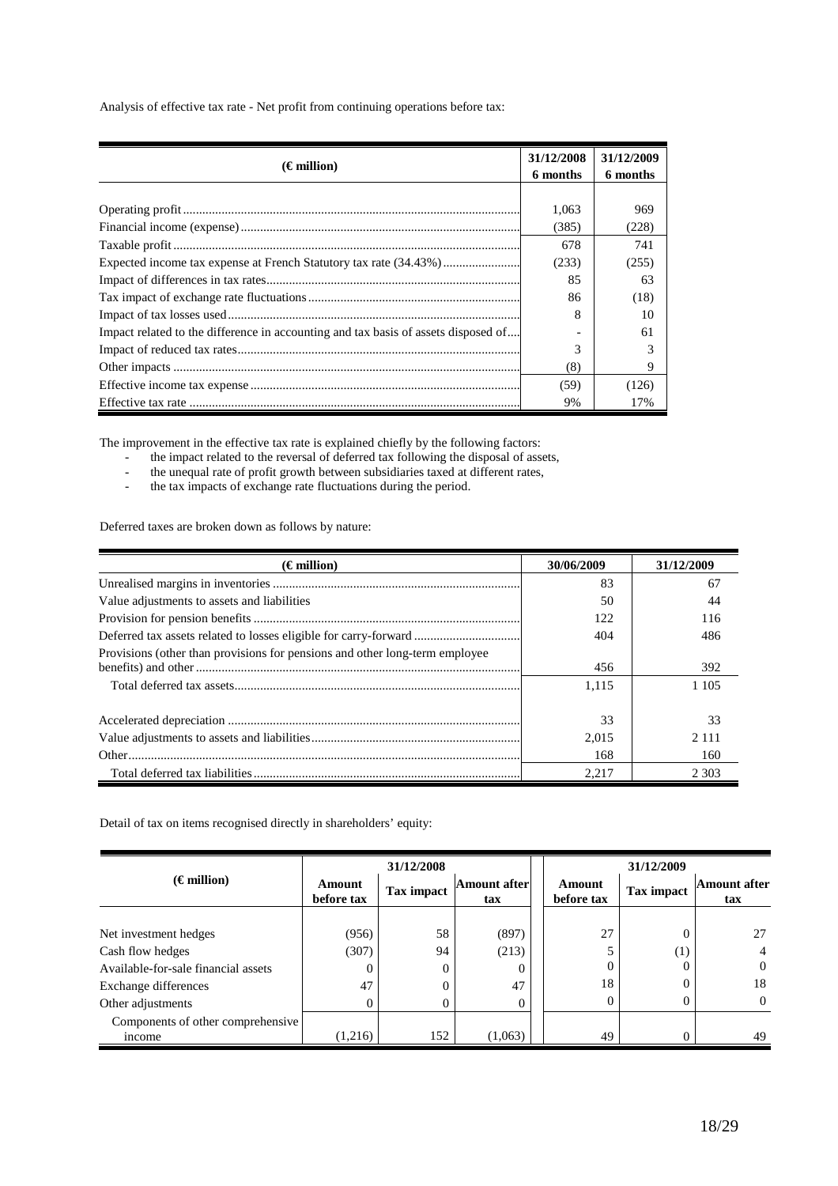Analysis of effective tax rate - Net profit from continuing operations before tax:

| (€ million) | 31/12/2008 6 months | 31/12/2009 6 months |
|---|---|---|
| Operating profit | 1,063 | 969 |
| Financial income (expense) | (385) | (228) |
| Taxable profit | 678 | 741 |
| Expected income tax expense at French Statutory tax rate (34.43%) | (233) | (255) |
| Impact of differences in tax rates | 85 | 63 |
| Tax impact of exchange rate fluctuations | 86 | (18) |
| Impact of tax losses used | 8 | 10 |
| Impact related to the difference in accounting and tax basis of assets disposed of | - | 61 |
| Impact of reduced tax rates | 3 | 3 |
| Other impacts | (8) | 9 |
| Effective income tax expense | (59) | (126) |
| Effective tax rate | 9% | 17% |

The improvement in the effective tax rate is explained chiefly by the following factors:

- the impact related to the reversal of deferred tax following the disposal of assets,
- the unequal rate of profit growth between subsidiaries taxed at different rates,
- the tax impacts of exchange rate fluctuations during the period.

Deferred taxes are broken down as follows by nature:

| (€ million) | 30/06/2009 | 31/12/2009 |
|---|---|---|
| Unrealised margins in inventories | 83 | 67 |
| Value adjustments to assets and liabilities | 50 | 44 |
| Provision for pension benefits | 122 | 116 |
| Deferred tax assets related to losses eligible for carry-forward | 404 | 486 |
| Provisions (other than provisions for pensions and other long-term employee benefits) and other | 456 | 392 |
| Total deferred tax assets | 1,115 | 1 105 |
| Accelerated depreciation | 33 | 33 |
| Value adjustments to assets and liabilities | 2,015 | 2 111 |
| Other | 168 | 160 |
| Total deferred tax liabilities | 2,217 | 2 303 |

Detail of tax on items recognised directly in shareholders' equity:

| (€ million) | 31/12/2008 | | | 31/12/2009 | | |
|---|---|---|---|---|---|---|
| | Amount before tax | Tax impact | Amount after tax | Amount before tax | Tax impact | Amount after tax |
| Net investment hedges | (956) | 58 | (897) | 27 | 0 | 27 |
| Cash flow hedges | (307) | 94 | (213) | 5 | (1) | 4 |
| Available-for-sale financial assets | 0 | 0 | 0 | 0 | 0 | 0 |
| Exchange differences | 47 | 0 | 47 | 18 | 0 | 18 |
| Other adjustments | 0 | 0 | 0 | 0 | 0 | 0 |
| Components of other comprehensive income | (1,216) | 152 | (1,063) | 49 | 0 | 49 |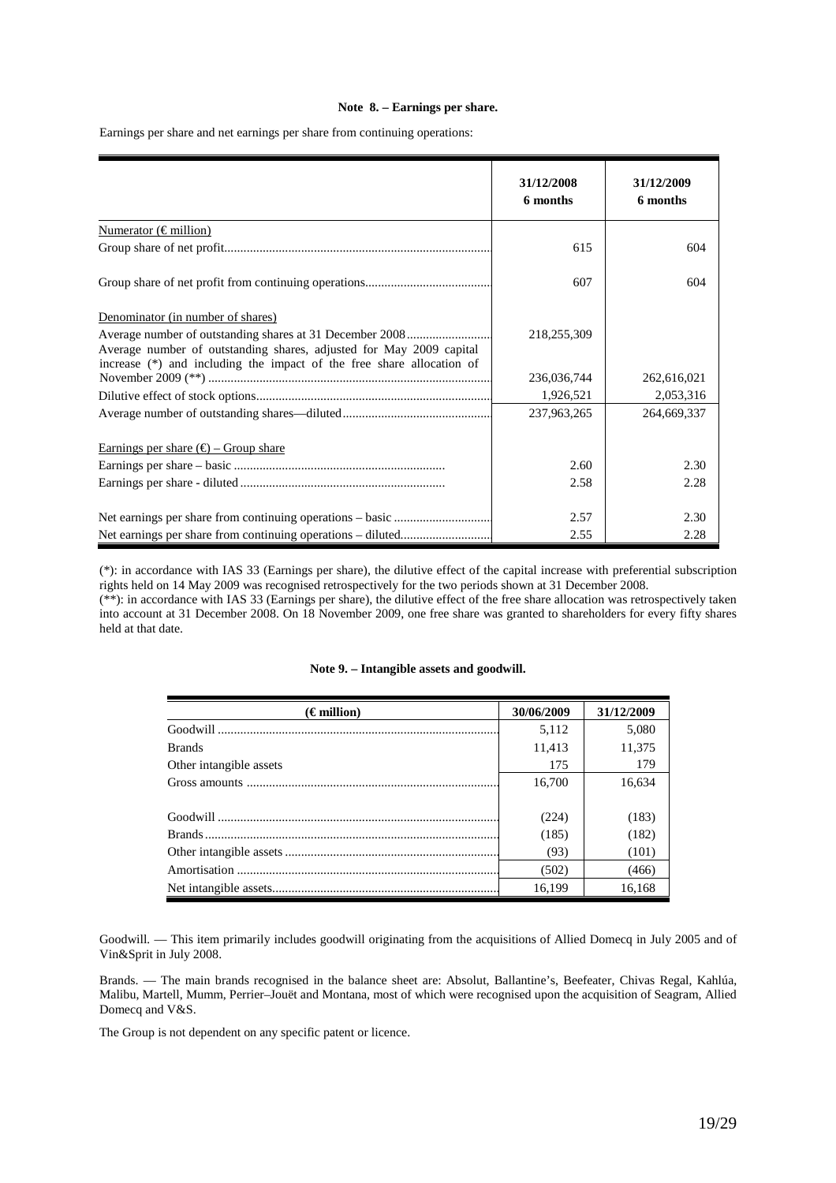#### Note 8. – Earnings per share.

Earnings per share and net earnings per share from continuing operations:

| | 31/12/2008 6 months | 31/12/2009 6 months |
|---|---|---|
| Numerator (€ million) | | |
| Group share of net profit | 615 | 604 |
| Group share of net profit from continuing operations | 607 | 604 |
| Denominator (in number of shares) | | |
| Average number of outstanding shares at 31 December 2008 | 218,255,309 | |
| Average number of outstanding shares, adjusted for May 2009 capital increase (*) and including the impact of the free share allocation of November 2009 (**) | 236,036,744 | 262,616,021 |
| Dilutive effect of stock options | 1,926,521 | 2,053,316 |
| Average number of outstanding shares—diluted | 237,963,265 | 264,669,337 |
| Earnings per share (€) – Group share | | |
| Earnings per share – basic | 2.60 | 2.30 |
| Earnings per share - diluted | 2.58 | 2.28 |
| Net earnings per share from continuing operations – basic | 2.57 | 2.30 |
| Net earnings per share from continuing operations – diluted | 2.55 | 2.28 |

(*): in accordance with IAS 33 (Earnings per share), the dilutive effect of the capital increase with preferential subscription rights held on 14 May 2009 was recognised retrospectively for the two periods shown at 31 December 2008.
(**): in accordance with IAS 33 (Earnings per share), the dilutive effect of the free share allocation was retrospectively taken into account at 31 December 2008. On 18 November 2009, one free share was granted to shareholders for every fifty shares held at that date.

#### Note 9. – Intangible assets and goodwill.

| (€ million) | 30/06/2009 | 31/12/2009 |
|---|---|---|
| Goodwill | 5,112 | 5,080 |
| Brands | 11,413 | 11,375 |
| Other intangible assets | 175 | 179 |
| Gross amounts | 16,700 | 16,634 |
| Goodwill | (224) | (183) |
| Brands | (185) | (182) |
| Other intangible assets | (93) | (101) |
| Amortisation | (502) | (466) |
| Net intangible assets | 16,199 | 16,168 |

Goodwill. — This item primarily includes goodwill originating from the acquisitions of Allied Domecq in July 2005 and of Vin&Sprit in July 2008.

Brands. — The main brands recognised in the balance sheet are: Absolut, Ballantine's, Beefeater, Chivas Regal, Kahlúa, Malibu, Martell, Mumm, Perrier–Jouët and Montana, most of which were recognised upon the acquisition of Seagram, Allied Domecq and V&S.

The Group is not dependent on any specific patent or licence.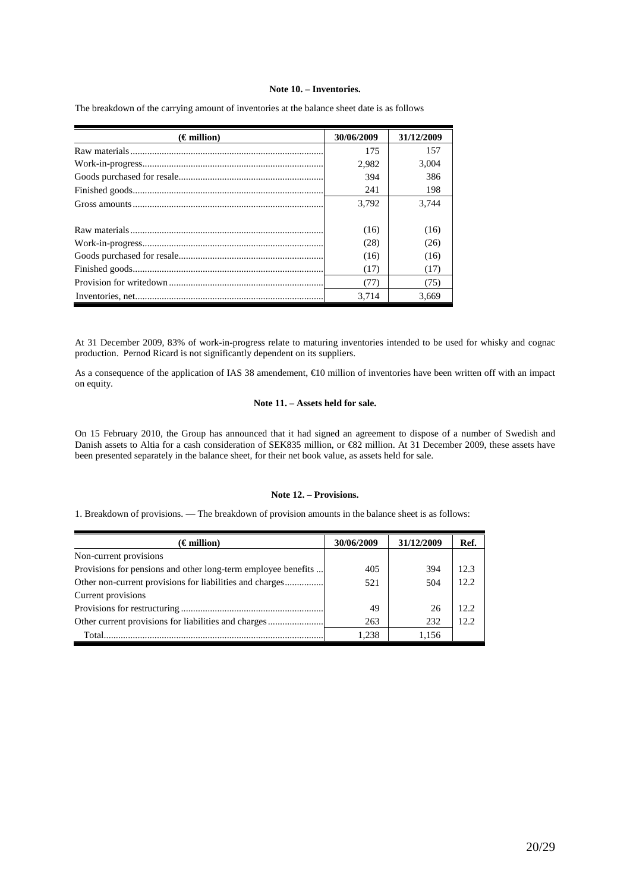### Note 10. – Inventories.

The breakdown of the carrying amount of inventories at the balance sheet date is as follows

| (€ million) | 30/06/2009 | 31/12/2009 |
|---|---|---|
| Raw materials | 175 | 157 |
| Work-in-progress | 2,982 | 3,004 |
| Goods purchased for resale | 394 | 386 |
| Finished goods | 241 | 198 |
| Gross amounts | 3,792 | 3,744 |
| Raw materials | (16) | (16) |
| Work-in-progress | (28) | (26) |
| Goods purchased for resale | (16) | (16) |
| Finished goods | (17) | (17) |
| Provision for writedown | (77) | (75) |
| Inventories, net | 3,714 | 3,669 |

At 31 December 2009, 83% of work-in-progress relate to maturing inventories intended to be used for whisky and cognac production. Pernod Ricard is not significantly dependent on its suppliers.

As a consequence of the application of IAS 38 amendement, €10 million of inventories have been written off with an impact on equity.

### Note 11. – Assets held for sale.

On 15 February 2010, the Group has announced that it had signed an agreement to dispose of a number of Swedish and Danish assets to Altia for a cash consideration of SEK835 million, or €82 million. At 31 December 2009, these assets have been presented separately in the balance sheet, for their net book value, as assets held for sale.

### Note 12. – Provisions.

1. Breakdown of provisions. — The breakdown of provision amounts in the balance sheet is as follows:

| (€ million) | 30/06/2009 | 31/12/2009 | Ref. |
|---|---|---|---|
| Non-current provisions | | | |
| Provisions for pensions and other long-term employee benefits | 405 | 394 | 12.3 |
| Other non-current provisions for liabilities and charges | 521 | 504 | 12.2 |
| Current provisions | | | |
| Provisions for restructuring | 49 | 26 | 12.2 |
| Other current provisions for liabilities and charges | 263 | 232 | 12.2 |
| Total | 1,238 | 1,156 | |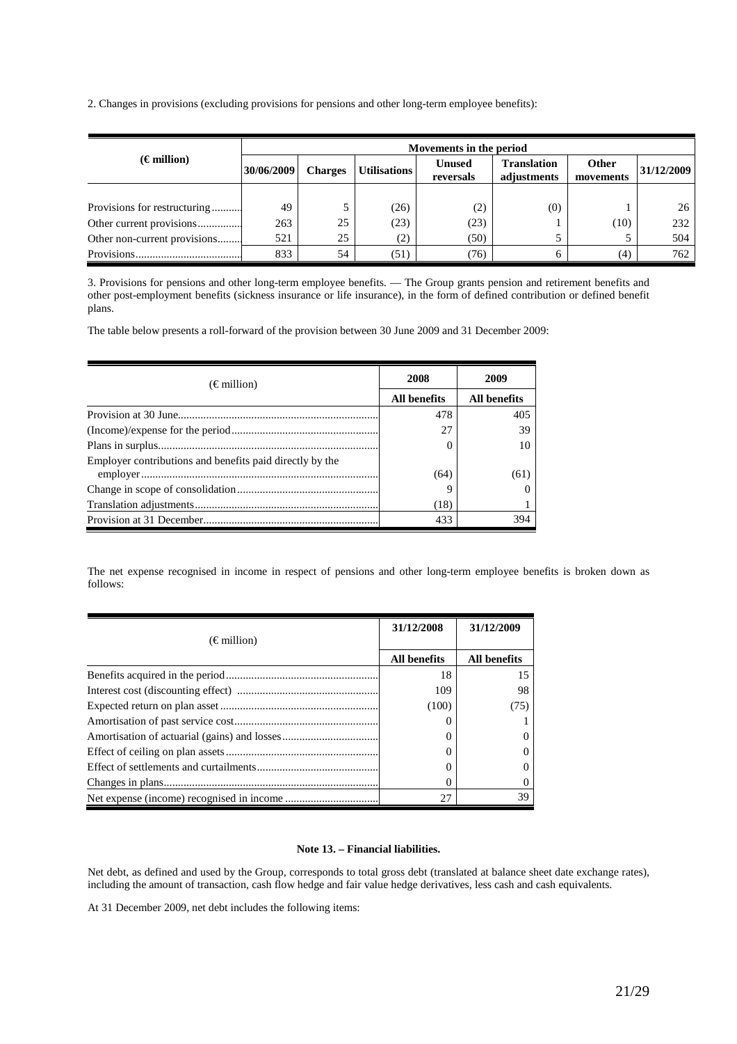2. Changes in provisions (excluding provisions for pensions and other long-term employee benefits):

| (€ million) | 30/06/2009 | Movements in the period | | | | | 31/12/2009 |
|---|---|---|---|---|---|---|---|
| | | Charges | Utilisations | Unused reversals | Translation adjustments | Other movements | |
| Provisions for restructuring | 49 | 5 | (26) | (2) | (0) | 1 | 26 |
| Other current provisions | 263 | 25 | (23) | (23) | 1 | (10) | 232 |
| Other non-current provisions | 521 | 25 | (2) | (50) | 5 | 5 | 504 |
| Provisions | 833 | 54 | (51) | (76) | 6 | (4) | 762 |

3. Provisions for pensions and other long-term employee benefits. — The Group grants pension and retirement benefits and other post-employment benefits (sickness insurance or life insurance), in the form of defined contribution or defined benefit plans.

The table below presents a roll-forward of the provision between 30 June 2009 and 31 December 2009:

| (€ million) | 2008 | 2009 |
|---|---|---|
| | All benefits | All benefits |
| Provision at 30 June | 478 | 405 |
| (Income)/expense for the period | 27 | 39 |
| Plans in surplus | 0 | 10 |
| Employer contributions and benefits paid directly by the employer | (64) | (61) |
| Change in scope of consolidation | 9 | 0 |
| Translation adjustments | (18) | 1 |
| Provision at 31 December | 433 | 394 |

The net expense recognised in income in respect of pensions and other long-term employee benefits is broken down as follows:

| (€ million) | 31/12/2008 | 31/12/2009 |
|---|---|---|
| | All benefits | All benefits |
| Benefits acquired in the period | 18 | 15 |
| Interest cost (discounting effect) | 109 | 98 |
| Expected return on plan asset | (100) | (75) |
| Amortisation of past service cost | 0 | 1 |
| Amortisation of actuarial (gains) and losses | 0 | 0 |
| Effect of ceiling on plan assets | 0 | 0 |
| Effect of settlements and curtailments | 0 | 0 |
| Changes in plans | 0 | 0 |
| Net expense (income) recognised in income | 27 | 39 |

**Note 13. – Financial liabilities.**

Net debt, as defined and used by the Group, corresponds to total gross debt (translated at balance sheet date exchange rates), including the amount of transaction, cash flow hedge and fair value hedge derivatives, less cash and cash equivalents.

At 31 December 2009, net debt includes the following items: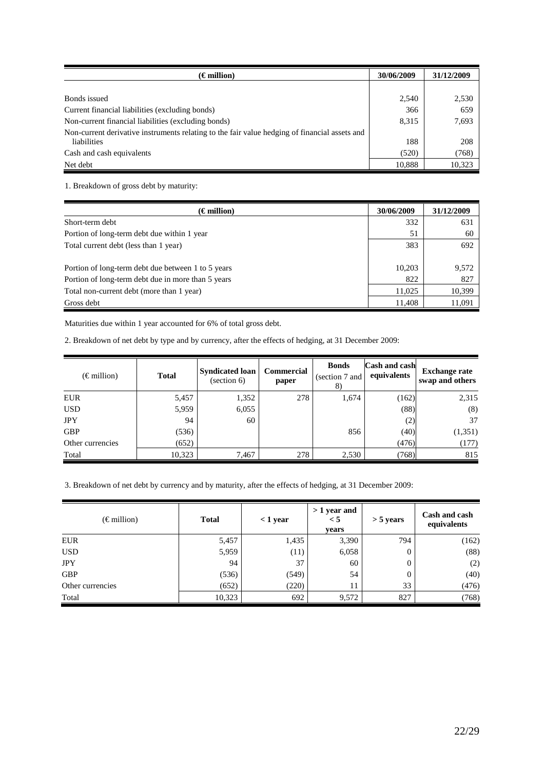| (€ million) | 30/06/2009 | 31/12/2009 |
|---|---|---|
| Bonds issued | 2,540 | 2,530 |
| Current financial liabilities (excluding bonds) | 366 | 659 |
| Non-current financial liabilities (excluding bonds) | 8,315 | 7,693 |
| Non-current derivative instruments relating to the fair value hedging of financial assets and liabilities | 188 | 208 |
| Cash and cash equivalents | (520) | (768) |
| Net debt | 10,888 | 10,323 |

1. Breakdown of gross debt by maturity:

| (€ million) | 30/06/2009 | 31/12/2009 |
|---|---|---|
| Short-term debt | 332 | 631 |
| Portion of long-term debt due within 1 year | 51 | 60 |
| Total current debt (less than 1 year) | 383 | 692 |
| Portion of long-term debt due between 1 to 5 years | 10,203 | 9,572 |
| Portion of long-term debt due in more than 5 years | 822 | 827 |
| Total non-current debt (more than 1 year) | 11,025 | 10,399 |
| Gross debt | 11,408 | 11,091 |

Maturities due within 1 year accounted for 6% of total gross debt.

2. Breakdown of net debt by type and by currency, after the effects of hedging, at 31 December 2009:

| (€ million) | Total | Syndicated loan (section 6) | Commercial paper | Bonds (section 7 and 8) | Cash and cash equivalents | Exchange rate swap and others |
|---|---|---|---|---|---|---|
| EUR | 5,457 | 1,352 | 278 | 1,674 | (162) | 2,315 |
| USD | 5,959 | 6,055 | | | (88) | (8) |
| JPY | 94 | 60 | | | (2) | 37 |
| GBP | (536) | | | 856 | (40) | (1,351) |
| Other currencies | (652) | | | | (476) | (177) |
| Total | 10,323 | 7,467 | 278 | 2,530 | (768) | 815 |

3. Breakdown of net debt by currency and by maturity, after the effects of hedging, at 31 December 2009:

| (€ million) | Total | < 1 year | > 1 year and < 5 years | > 5 years | Cash and cash equivalents |
|---|---|---|---|---|---|
| EUR | 5,457 | 1,435 | 3,390 | 794 | (162) |
| USD | 5,959 | (11) | 6,058 | 0 | (88) |
| JPY | 94 | 37 | 60 | 0 | (2) |
| GBP | (536) | (549) | 54 | 0 | (40) |
| Other currencies | (652) | (220) | 11 | 33 | (476) |
| Total | 10,323 | 692 | 9,572 | 827 | (768) |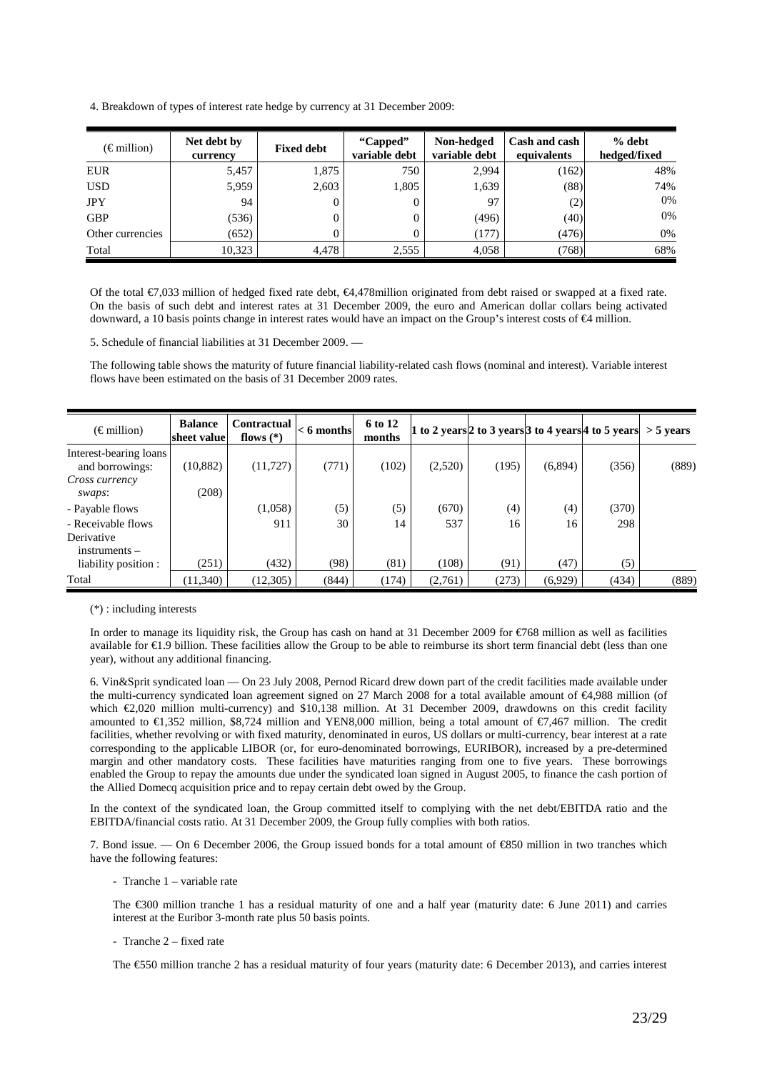4. Breakdown of types of interest rate hedge by currency at 31 December 2009:

| (€ million) | Net debt by currency | Fixed debt | "Capped" variable debt | Non-hedged variable debt | Cash and cash equivalents | % debt hedged/fixed |
|---|---|---|---|---|---|---|
| EUR | 5,457 | 1,875 | 750 | 2,994 | (162) | 48% |
| USD | 5,959 | 2,603 | 1,805 | 1,639 | (88) | 74% |
| JPY | 94 | 0 | 0 | 97 | (2) | 0% |
| GBP | (536) | 0 | 0 | (496) | (40) | 0% |
| Other currencies | (652) | 0 | 0 | (177) | (476) | 0% |
| Total | 10,323 | 4,478 | 2,555 | 4,058 | (768) | 68% |

Of the total €7,033 million of hedged fixed rate debt, €4,478million originated from debt raised or swapped at a fixed rate. On the basis of such debt and interest rates at 31 December 2009, the euro and American dollar collars being activated downward, a 10 basis points change in interest rates would have an impact on the Group's interest costs of €4 million.

5. Schedule of financial liabilities at 31 December 2009. —

The following table shows the maturity of future financial liability-related cash flows (nominal and interest). Variable interest flows have been estimated on the basis of 31 December 2009 rates.

| (€ million) | Balance sheet value | Contractual flows (*) | < 6 months | 6 to 12 months | 1 to 2 years | 2 to 3 years | 3 to 4 years | 4 to 5 years | > 5 years |
|---|---|---|---|---|---|---|---|---|---|
| Interest-bearing loans and borrowings: | (10,882) | (11,727) | (771) | (102) | (2,520) | (195) | (6,894) | (356) | (889) |
| *Cross currency swaps*: | (208) | | | | | | | | |
| - Payable flows | | (1,058) | (5) | (5) | (670) | (4) | (4) | (370) | |
| - Receivable flows | | 911 | 30 | 14 | 537 | 16 | 16 | 298 | |
| Derivative instruments – liability position : | (251) | (432) | (98) | (81) | (108) | (91) | (47) | (5) | |
| Total | (11,340) | (12,305) | (844) | (174) | (2,761) | (273) | (6,929) | (434) | (889) |

(*) : including interests

In order to manage its liquidity risk, the Group has cash on hand at 31 December 2009 for €768 million as well as facilities available for €1.9 billion. These facilities allow the Group to be able to reimburse its short term financial debt (less than one year), without any additional financing.

6. Vin&Sprit syndicated loan — On 23 July 2008, Pernod Ricard drew down part of the credit facilities made available under the multi-currency syndicated loan agreement signed on 27 March 2008 for a total available amount of €4,988 million (of which €2,020 million multi-currency) and $10,138 million. At 31 December 2009, drawdowns on this credit facility amounted to €1,352 million, $8,724 million and YEN8,000 million, being a total amount of €7,467 million. The credit facilities, whether revolving or with fixed maturity, denominated in euros, US dollars or multi-currency, bear interest at a rate corresponding to the applicable LIBOR (or, for euro-denominated borrowings, EURIBOR), increased by a pre-determined margin and other mandatory costs. These facilities have maturities ranging from one to five years. These borrowings enabled the Group to repay the amounts due under the syndicated loan signed in August 2005, to finance the cash portion of the Allied Domecq acquisition price and to repay certain debt owed by the Group.

In the context of the syndicated loan, the Group committed itself to complying with the net debt/EBITDA ratio and the EBITDA/financial costs ratio. At 31 December 2009, the Group fully complies with both ratios.

7. Bond issue. — On 6 December 2006, the Group issued bonds for a total amount of €850 million in two tranches which have the following features:

- Tranche 1 – variable rate

The €300 million tranche 1 has a residual maturity of one and a half year (maturity date: 6 June 2011) and carries interest at the Euribor 3-month rate plus 50 basis points.

- Tranche 2 – fixed rate

The €550 million tranche 2 has a residual maturity of four years (maturity date: 6 December 2013), and carries interest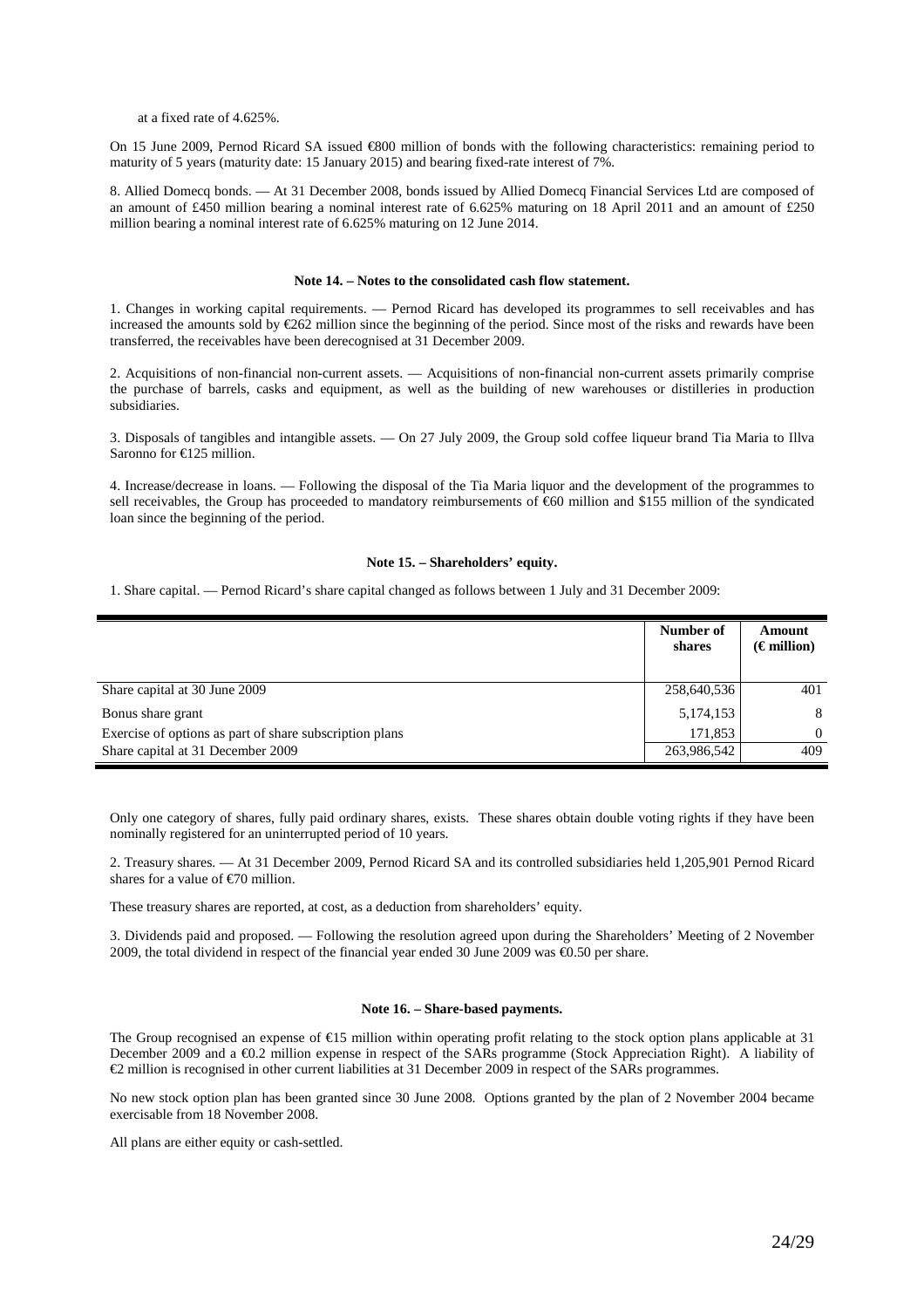at a fixed rate of 4.625%.

On 15 June 2009, Pernod Ricard SA issued €800 million of bonds with the following characteristics: remaining period to maturity of 5 years (maturity date: 15 January 2015) and bearing fixed-rate interest of 7%.

8. Allied Domecq bonds. — At 31 December 2008, bonds issued by Allied Domecq Financial Services Ltd are composed of an amount of £450 million bearing a nominal interest rate of 6.625% maturing on 18 April 2011 and an amount of £250 million bearing a nominal interest rate of 6.625% maturing on 12 June 2014.

**Note 14. – Notes to the consolidated cash flow statement.**

1. Changes in working capital requirements. — Pernod Ricard has developed its programmes to sell receivables and has increased the amounts sold by €262 million since the beginning of the period. Since most of the risks and rewards have been transferred, the receivables have been derecognised at 31 December 2009.

2. Acquisitions of non-financial non-current assets. — Acquisitions of non-financial non-current assets primarily comprise the purchase of barrels, casks and equipment, as well as the building of new warehouses or distilleries in production subsidiaries.

3. Disposals of tangibles and intangible assets. — On 27 July 2009, the Group sold coffee liqueur brand Tia Maria to Illva Saronno for €125 million.

4. Increase/decrease in loans. — Following the disposal of the Tia Maria liquor and the development of the programmes to sell receivables, the Group has proceeded to mandatory reimbursements of €60 million and $155 million of the syndicated loan since the beginning of the period.

**Note 15. – Shareholders' equity.**

1. Share capital. — Pernod Ricard's share capital changed as follows between 1 July and 31 December 2009:

| | Number of shares | Amount (€ million) |
|---|---|---|
| Share capital at 30 June 2009 | 258,640,536 | 401 |
| Bonus share grant | 5,174,153 | 8 |
| Exercise of options as part of share subscription plans | 171,853 | 0 |
| Share capital at 31 December 2009 | 263,986,542 | 409 |

Only one category of shares, fully paid ordinary shares, exists. These shares obtain double voting rights if they have been nominally registered for an uninterrupted period of 10 years.

2. Treasury shares. — At 31 December 2009, Pernod Ricard SA and its controlled subsidiaries held 1,205,901 Pernod Ricard shares for a value of €70 million.

These treasury shares are reported, at cost, as a deduction from shareholders' equity.

3. Dividends paid and proposed. — Following the resolution agreed upon during the Shareholders' Meeting of 2 November 2009, the total dividend in respect of the financial year ended 30 June 2009 was €0.50 per share.

**Note 16. – Share-based payments.**

The Group recognised an expense of €15 million within operating profit relating to the stock option plans applicable at 31 December 2009 and a €0.2 million expense in respect of the SARs programme (Stock Appreciation Right). A liability of €2 million is recognised in other current liabilities at 31 December 2009 in respect of the SARs programmes.

No new stock option plan has been granted since 30 June 2008. Options granted by the plan of 2 November 2004 became exercisable from 18 November 2008.

All plans are either equity or cash-settled.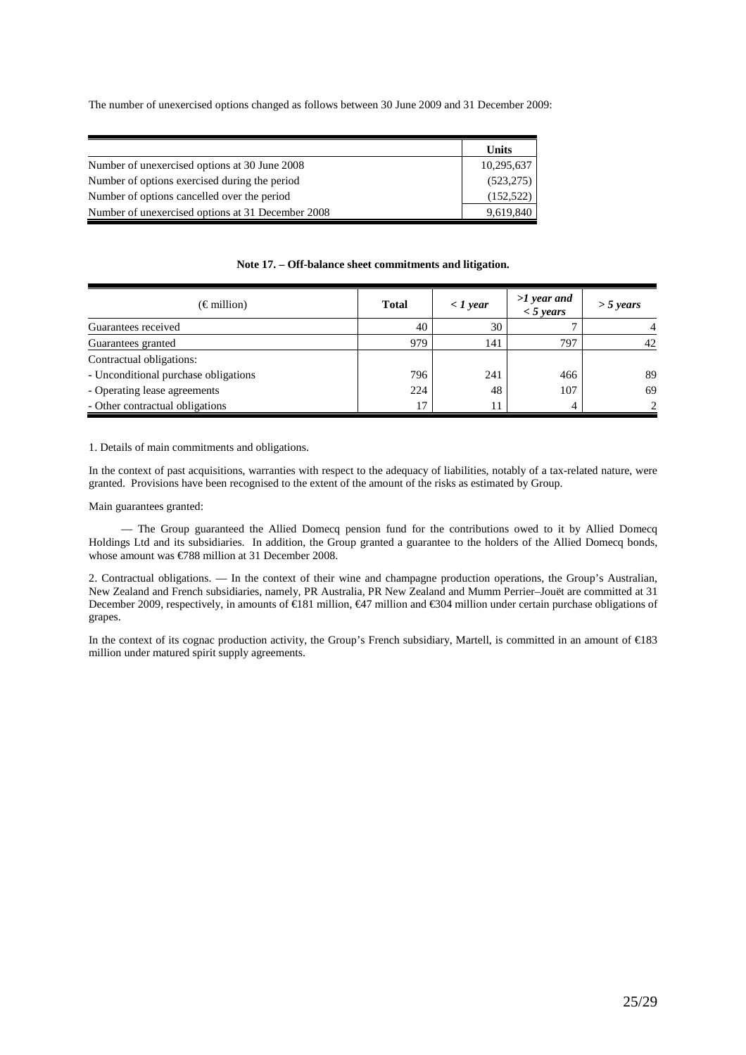The number of unexercised options changed as follows between 30 June 2009 and 31 December 2009:

| | Units |
|---|---|
| Number of unexercised options at 30 June 2008 | 10,295,637 |
| Number of options exercised during the period | (523,275) |
| Number of options cancelled over the period | (152,522) |
| Number of unexercised options at 31 December 2008 | 9,619,840 |

**Note 17. – Off-balance sheet commitments and litigation.**

| (€ million) | Total | *< 1 year* | *>1 year and < 5 years* | *> 5 years* |
|---|---|---|---|---|
| Guarantees received | 40 | 30 | 7 | 4 |
| Guarantees granted | 979 | 141 | 797 | 42 |
| Contractual obligations: | | | | |
| - Unconditional purchase obligations | 796 | 241 | 466 | 89 |
| - Operating lease agreements | 224 | 48 | 107 | 69 |
| - Other contractual obligations | 17 | 11 | 4 | 2 |

1. Details of main commitments and obligations.

In the context of past acquisitions, warranties with respect to the adequacy of liabilities, notably of a tax-related nature, were granted. Provisions have been recognised to the extent of the amount of the risks as estimated by Group.

Main guarantees granted:

— The Group guaranteed the Allied Domecq pension fund for the contributions owed to it by Allied Domecq Holdings Ltd and its subsidiaries. In addition, the Group granted a guarantee to the holders of the Allied Domecq bonds, whose amount was €788 million at 31 December 2008.

2. Contractual obligations. — In the context of their wine and champagne production operations, the Group's Australian, New Zealand and French subsidiaries, namely, PR Australia, PR New Zealand and Mumm Perrier–Jouët are committed at 31 December 2009, respectively, in amounts of €181 million, €47 million and €304 million under certain purchase obligations of grapes.

In the context of its cognac production activity, the Group's French subsidiary, Martell, is committed in an amount of €183 million under matured spirit supply agreements.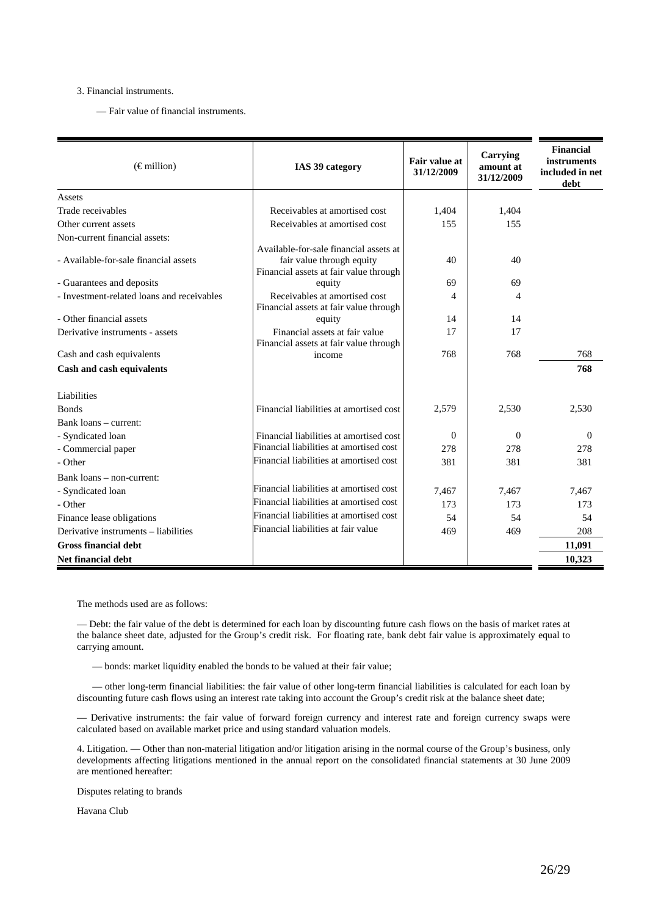3. Financial instruments.

— Fair value of financial instruments.

| (€ million) | IAS 39 category | Fair value at 31/12/2009 | Carrying amount at 31/12/2009 | Financial instruments included in net debt |
|---|---|---|---|---|
| Assets | | | | |
| Trade receivables | Receivables at amortised cost | 1,404 | 1,404 | |
| Other current assets | Receivables at amortised cost | 155 | 155 | |
| Non-current financial assets: | | | | |
| - Available-for-sale financial assets | Available-for-sale financial assets at fair value through equity | 40 | 40 | |
| - Guarantees and deposits | Financial assets at fair value through equity | 69 | 69 | |
| - Investment-related loans and receivables | Receivables at amortised cost | 4 | 4 | |
| - Other financial assets | Financial assets at fair value through equity | 14 | 14 | |
| Derivative instruments - assets | Financial assets at fair value | 17 | 17 | |
| Cash and cash equivalents | Financial assets at fair value through income | 768 | 768 | 768 |
| **Cash and cash equivalents** | | | | **768** |
| Liabilities | | | | |
| Bonds | Financial liabilities at amortised cost | 2,579 | 2,530 | 2,530 |
| Bank loans – current: | | | | |
| - Syndicated loan | Financial liabilities at amortised cost | 0 | 0 | 0 |
| - Commercial paper | Financial liabilities at amortised cost | 278 | 278 | 278 |
| - Other | Financial liabilities at amortised cost | 381 | 381 | 381 |
| Bank loans – non-current: | | | | |
| - Syndicated loan | Financial liabilities at amortised cost | 7,467 | 7,467 | 7,467 |
| - Other | Financial liabilities at amortised cost | 173 | 173 | 173 |
| Finance lease obligations | Financial liabilities at amortised cost | 54 | 54 | 54 |
| Derivative instruments – liabilities | Financial liabilities at fair value | 469 | 469 | 208 |
| **Gross financial debt** | | | | **11,091** |
| **Net financial debt** | | | | **10,323** |

The methods used are as follows:

— Debt: the fair value of the debt is determined for each loan by discounting future cash flows on the basis of market rates at the balance sheet date, adjusted for the Group's credit risk. For floating rate, bank debt fair value is approximately equal to carrying amount.

— bonds: market liquidity enabled the bonds to be valued at their fair value;

— other long-term financial liabilities: the fair value of other long-term financial liabilities is calculated for each loan by discounting future cash flows using an interest rate taking into account the Group's credit risk at the balance sheet date;

— Derivative instruments: the fair value of forward foreign currency and interest rate and foreign currency swaps were calculated based on available market price and using standard valuation models.

4. Litigation. — Other than non-material litigation and/or litigation arising in the normal course of the Group's business, only developments affecting litigations mentioned in the annual report on the consolidated financial statements at 30 June 2009 are mentioned hereafter:

Disputes relating to brands

Havana Club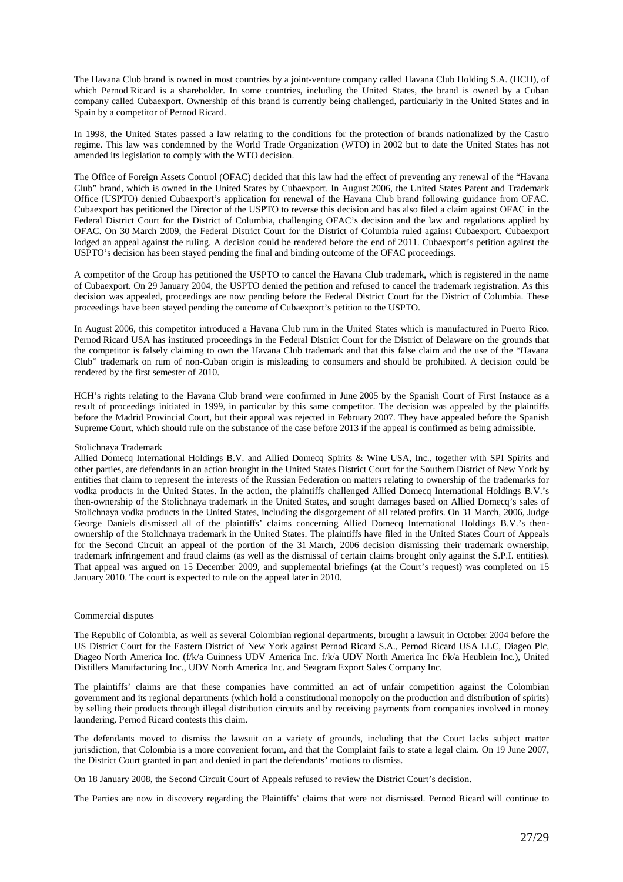The Havana Club brand is owned in most countries by a joint-venture company called Havana Club Holding S.A. (HCH), of which Pernod Ricard is a shareholder. In some countries, including the United States, the brand is owned by a Cuban company called Cubaexport. Ownership of this brand is currently being challenged, particularly in the United States and in Spain by a competitor of Pernod Ricard.

In 1998, the United States passed a law relating to the conditions for the protection of brands nationalized by the Castro regime. This law was condemned by the World Trade Organization (WTO) in 2002 but to date the United States has not amended its legislation to comply with the WTO decision.

The Office of Foreign Assets Control (OFAC) decided that this law had the effect of preventing any renewal of the "Havana Club" brand, which is owned in the United States by Cubaexport. In August 2006, the United States Patent and Trademark Office (USPTO) denied Cubaexport's application for renewal of the Havana Club brand following guidance from OFAC. Cubaexport has petitioned the Director of the USPTO to reverse this decision and has also filed a claim against OFAC in the Federal District Court for the District of Columbia, challenging OFAC's decision and the law and regulations applied by OFAC. On 30 March 2009, the Federal District Court for the District of Columbia ruled against Cubaexport. Cubaexport lodged an appeal against the ruling. A decision could be rendered before the end of 2011. Cubaexport's petition against the USPTO's decision has been stayed pending the final and binding outcome of the OFAC proceedings.

A competitor of the Group has petitioned the USPTO to cancel the Havana Club trademark, which is registered in the name of Cubaexport. On 29 January 2004, the USPTO denied the petition and refused to cancel the trademark registration. As this decision was appealed, proceedings are now pending before the Federal District Court for the District of Columbia. These proceedings have been stayed pending the outcome of Cubaexport's petition to the USPTO.

In August 2006, this competitor introduced a Havana Club rum in the United States which is manufactured in Puerto Rico. Pernod Ricard USA has instituted proceedings in the Federal District Court for the District of Delaware on the grounds that the competitor is falsely claiming to own the Havana Club trademark and that this false claim and the use of the "Havana Club" trademark on rum of non-Cuban origin is misleading to consumers and should be prohibited. A decision could be rendered by the first semester of 2010.

HCH's rights relating to the Havana Club brand were confirmed in June 2005 by the Spanish Court of First Instance as a result of proceedings initiated in 1999, in particular by this same competitor. The decision was appealed by the plaintiffs before the Madrid Provincial Court, but their appeal was rejected in February 2007. They have appealed before the Spanish Supreme Court, which should rule on the substance of the case before 2013 if the appeal is confirmed as being admissible.

Stolichnaya Trademark

Allied Domecq International Holdings B.V. and Allied Domecq Spirits & Wine USA, Inc., together with SPI Spirits and other parties, are defendants in an action brought in the United States District Court for the Southern District of New York by entities that claim to represent the interests of the Russian Federation on matters relating to ownership of the trademarks for vodka products in the United States. In the action, the plaintiffs challenged Allied Domecq International Holdings B.V.'s then-ownership of the Stolichnaya trademark in the United States, and sought damages based on Allied Domecq's sales of Stolichnaya vodka products in the United States, including the disgorgement of all related profits. On 31 March, 2006, Judge George Daniels dismissed all of the plaintiffs' claims concerning Allied Domecq International Holdings B.V.'s then-ownership of the Stolichnaya trademark in the United States. The plaintiffs have filed in the United States Court of Appeals for the Second Circuit an appeal of the portion of the 31 March, 2006 decision dismissing their trademark ownership, trademark infringement and fraud claims (as well as the dismissal of certain claims brought only against the S.P.I. entities). That appeal was argued on 15 December 2009, and supplemental briefings (at the Court's request) was completed on 15 January 2010. The court is expected to rule on the appeal later in 2010.

Commercial disputes

The Republic of Colombia, as well as several Colombian regional departments, brought a lawsuit in October 2004 before the US District Court for the Eastern District of New York against Pernod Ricard S.A., Pernod Ricard USA LLC, Diageo Plc, Diageo North America Inc. (f/k/a Guinness UDV America Inc. f/k/a UDV North America Inc f/k/a Heublein Inc.), United Distillers Manufacturing Inc., UDV North America Inc. and Seagram Export Sales Company Inc.

The plaintiffs' claims are that these companies have committed an act of unfair competition against the Colombian government and its regional departments (which hold a constitutional monopoly on the production and distribution of spirits) by selling their products through illegal distribution circuits and by receiving payments from companies involved in money laundering. Pernod Ricard contests this claim.

The defendants moved to dismiss the lawsuit on a variety of grounds, including that the Court lacks subject matter jurisdiction, that Colombia is a more convenient forum, and that the Complaint fails to state a legal claim. On 19 June 2007, the District Court granted in part and denied in part the defendants' motions to dismiss.

On 18 January 2008, the Second Circuit Court of Appeals refused to review the District Court's decision.

The Parties are now in discovery regarding the Plaintiffs' claims that were not dismissed. Pernod Ricard will continue to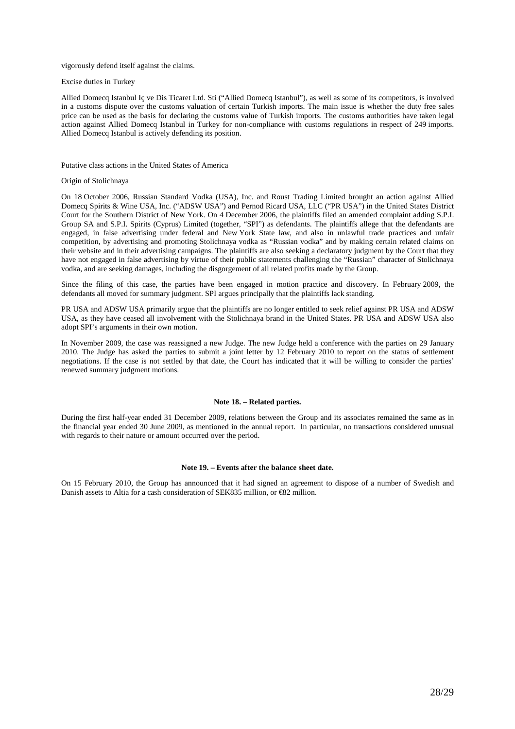vigorously defend itself against the claims.

Excise duties in Turkey

Allied Domecq Istanbul Iç ve Dis Ticaret Ltd. Sti ("Allied Domecq Istanbul"), as well as some of its competitors, is involved in a customs dispute over the customs valuation of certain Turkish imports. The main issue is whether the duty free sales price can be used as the basis for declaring the customs value of Turkish imports. The customs authorities have taken legal action against Allied Domecq Istanbul in Turkey for non-compliance with customs regulations in respect of 249 imports. Allied Domecq Istanbul is actively defending its position.

Putative class actions in the United States of America

Origin of Stolichnaya

On 18 October 2006, Russian Standard Vodka (USA), Inc. and Roust Trading Limited brought an action against Allied Domecq Spirits & Wine USA, Inc. ("ADSW USA") and Pernod Ricard USA, LLC ("PR USA") in the United States District Court for the Southern District of New York. On 4 December 2006, the plaintiffs filed an amended complaint adding S.P.I. Group SA and S.P.I. Spirits (Cyprus) Limited (together, "SPI") as defendants. The plaintiffs allege that the defendants are engaged, in false advertising under federal and New York State law, and also in unlawful trade practices and unfair competition, by advertising and promoting Stolichnaya vodka as "Russian vodka" and by making certain related claims on their website and in their advertising campaigns. The plaintiffs are also seeking a declaratory judgment by the Court that they have not engaged in false advertising by virtue of their public statements challenging the "Russian" character of Stolichnaya vodka, and are seeking damages, including the disgorgement of all related profits made by the Group.

Since the filing of this case, the parties have been engaged in motion practice and discovery. In February 2009, the defendants all moved for summary judgment. SPI argues principally that the plaintiffs lack standing.

PR USA and ADSW USA primarily argue that the plaintiffs are no longer entitled to seek relief against PR USA and ADSW USA, as they have ceased all involvement with the Stolichnaya brand in the United States. PR USA and ADSW USA also adopt SPI's arguments in their own motion.

In November 2009, the case was reassigned a new Judge. The new Judge held a conference with the parties on 29 January 2010. The Judge has asked the parties to submit a joint letter by 12 February 2010 to report on the status of settlement negotiations. If the case is not settled by that date, the Court has indicated that it will be willing to consider the parties' renewed summary judgment motions.

## Note 18. – Related parties.

During the first half-year ended 31 December 2009, relations between the Group and its associates remained the same as in the financial year ended 30 June 2009, as mentioned in the annual report. In particular, no transactions considered unusual with regards to their nature or amount occurred over the period.

## Note 19. – Events after the balance sheet date.

On 15 February 2010, the Group has announced that it had signed an agreement to dispose of a number of Swedish and Danish assets to Altia for a cash consideration of SEK835 million, or €82 million.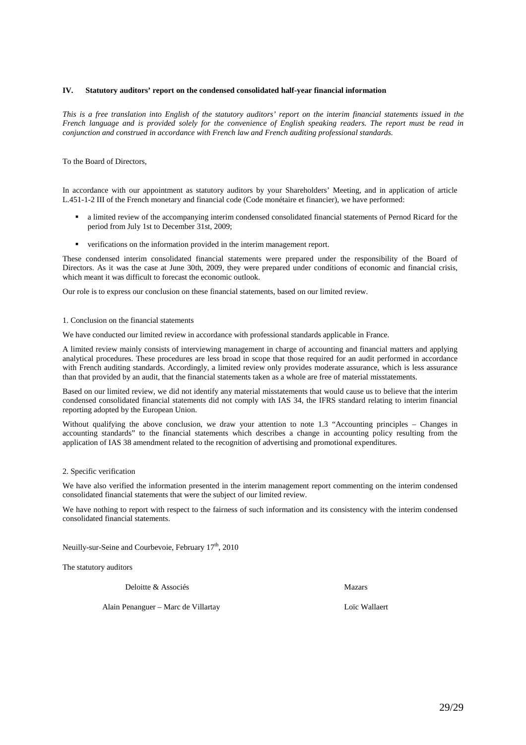## IV. Statutory auditors' report on the condensed consolidated half-year financial information

*This is a free translation into English of the statutory auditors' report on the interim financial statements issued in the French language and is provided solely for the convenience of English speaking readers. The report must be read in conjunction and construed in accordance with French law and French auditing professional standards.*

To the Board of Directors,

In accordance with our appointment as statutory auditors by your Shareholders' Meeting, and in application of article L.451-1-2 III of the French monetary and financial code (Code monétaire et financier), we have performed:

- a limited review of the accompanying interim condensed consolidated financial statements of Pernod Ricard for the period from July 1st to December 31st, 2009;
- verifications on the information provided in the interim management report.

These condensed interim consolidated financial statements were prepared under the responsibility of the Board of Directors. As it was the case at June 30th, 2009, they were prepared under conditions of economic and financial crisis, which meant it was difficult to forecast the economic outlook.

Our role is to express our conclusion on these financial statements, based on our limited review.

1. Conclusion on the financial statements

We have conducted our limited review in accordance with professional standards applicable in France.

A limited review mainly consists of interviewing management in charge of accounting and financial matters and applying analytical procedures. These procedures are less broad in scope that those required for an audit performed in accordance with French auditing standards. Accordingly, a limited review only provides moderate assurance, which is less assurance than that provided by an audit, that the financial statements taken as a whole are free of material misstatements.

Based on our limited review, we did not identify any material misstatements that would cause us to believe that the interim condensed consolidated financial statements did not comply with IAS 34, the IFRS standard relating to interim financial reporting adopted by the European Union.

Without qualifying the above conclusion, we draw your attention to note 1.3 "Accounting principles – Changes in accounting standards" to the financial statements which describes a change in accounting policy resulting from the application of IAS 38 amendment related to the recognition of advertising and promotional expenditures.

2. Specific verification

We have also verified the information presented in the interim management report commenting on the interim condensed consolidated financial statements that were the subject of our limited review.

We have nothing to report with respect to the fairness of such information and its consistency with the interim condensed consolidated financial statements.

Neuilly-sur-Seine and Courbevoie, February 17th, 2010

The statutory auditors

Deloitte & Associés

Alain Penanguer – Marc de Villartay

Mazars

Loïc Wallaert